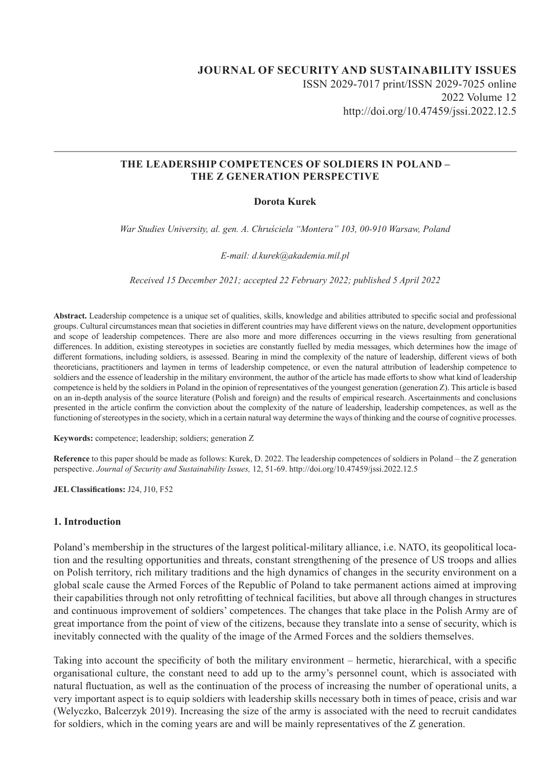**JOURNAL OF SECURITY AND SUSTAINABILITY ISSUES**
ISSN 2029-7017 print/ISSN 2029-7025 online
2022 Volume 12
http://doi.org/10.47459/jssi.2022.12.5

---

# THE LEADERSHIP COMPETENCES OF SOLDIERS IN POLAND – THE Z GENERATION PERSPECTIVE

**Dorota Kurek**

*War Studies University, al. gen. A. Chruściela "Montera" 103, 00-910 Warsaw, Poland*

*E-mail: d.kurek@akademia.mil.pl*

*Received 15 December 2021; accepted 22 February 2022; published 5 April 2022*

**Abstract.** Leadership competence is a unique set of qualities, skills, knowledge and abilities attributed to specific social and professional groups. Cultural circumstances mean that societies in different countries may have different views on the nature, development opportunities and scope of leadership competences. There are also more and more differences occurring in the views resulting from generational differences. In addition, existing stereotypes in societies are constantly fuelled by media messages, which determines how the image of different formations, including soldiers, is assessed. Bearing in mind the complexity of the nature of leadership, different views of both theoreticians, practitioners and laymen in terms of leadership competence, or even the natural attribution of leadership competence to soldiers and the essence of leadership in the military environment, the author of the article has made efforts to show what kind of leadership competence is held by the soldiers in Poland in the opinion of representatives of the youngest generation (generation Z). This article is based on an in-depth analysis of the source literature (Polish and foreign) and the results of empirical research. Ascertainments and conclusions presented in the article confirm the conviction about the complexity of the nature of leadership, leadership competences, as well as the functioning of stereotypes in the society, which in a certain natural way determine the ways of thinking and the course of cognitive processes.

**Keywords:** competence; leadership; soldiers; generation Z

**Reference** to this paper should be made as follows: Kurek, D. 2022. The leadership competences of soldiers in Poland – the Z generation perspective. *Journal of Security and Sustainability Issues,* 12, 51-69. http://doi.org/10.47459/jssi.2022.12.5

**JEL Classifications:** J24, J10, F52

## 1. Introduction

Poland's membership in the structures of the largest political-military alliance, i.e. NATO, its geopolitical location and the resulting opportunities and threats, constant strengthening of the presence of US troops and allies on Polish territory, rich military traditions and the high dynamics of changes in the security environment on a global scale cause the Armed Forces of the Republic of Poland to take permanent actions aimed at improving their capabilities through not only retrofitting of technical facilities, but above all through changes in structures and continuous improvement of soldiers' competences. The changes that take place in the Polish Army are of great importance from the point of view of the citizens, because they translate into a sense of security, which is inevitably connected with the quality of the image of the Armed Forces and the soldiers themselves.

Taking into account the specificity of both the military environment – hermetic, hierarchical, with a specific organisational culture, the constant need to add up to the army's personnel count, which is associated with natural fluctuation, as well as the continuation of the process of increasing the number of operational units, a very important aspect is to equip soldiers with leadership skills necessary both in times of peace, crisis and war (Welyczko, Balcerzyk 2019). Increasing the size of the army is associated with the need to recruit candidates for soldiers, which in the coming years are and will be mainly representatives of the Z generation.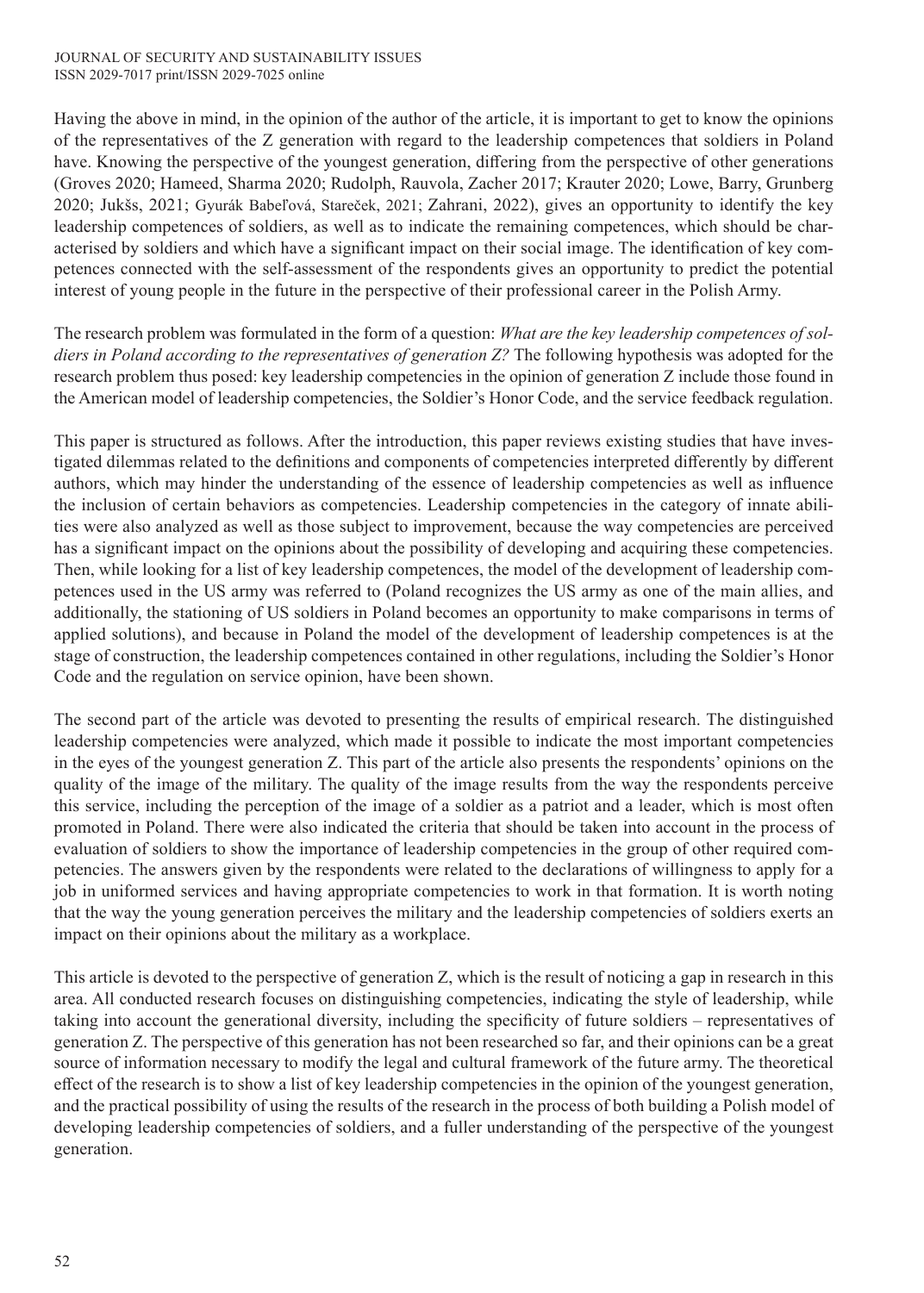Having the above in mind, in the opinion of the author of the article, it is important to get to know the opinions of the representatives of the Z generation with regard to the leadership competences that soldiers in Poland have. Knowing the perspective of the youngest generation, differing from the perspective of other generations (Groves 2020; Hameed, Sharma 2020; Rudolph, Rauvola, Zacher 2017; Krauter 2020; Lowe, Barry, Grunberg 2020; Jukšs, 2021; Gyurák Babeľová, Stareček, 2021; Zahrani, 2022), gives an opportunity to identify the key leadership competences of soldiers, as well as to indicate the remaining competences, which should be characterised by soldiers and which have a significant impact on their social image. The identification of key competences connected with the self-assessment of the respondents gives an opportunity to predict the potential interest of young people in the future in the perspective of their professional career in the Polish Army.

The research problem was formulated in the form of a question: *What are the key leadership competences of soldiers in Poland according to the representatives of generation Z?* The following hypothesis was adopted for the research problem thus posed: key leadership competencies in the opinion of generation Z include those found in the American model of leadership competencies, the Soldier's Honor Code, and the service feedback regulation.

This paper is structured as follows. After the introduction, this paper reviews existing studies that have investigated dilemmas related to the definitions and components of competencies interpreted differently by different authors, which may hinder the understanding of the essence of leadership competencies as well as influence the inclusion of certain behaviors as competencies. Leadership competencies in the category of innate abilities were also analyzed as well as those subject to improvement, because the way competencies are perceived has a significant impact on the opinions about the possibility of developing and acquiring these competencies. Then, while looking for a list of key leadership competences, the model of the development of leadership competences used in the US army was referred to (Poland recognizes the US army as one of the main allies, and additionally, the stationing of US soldiers in Poland becomes an opportunity to make comparisons in terms of applied solutions), and because in Poland the model of the development of leadership competences is at the stage of construction, the leadership competences contained in other regulations, including the Soldier's Honor Code and the regulation on service opinion, have been shown.

The second part of the article was devoted to presenting the results of empirical research. The distinguished leadership competencies were analyzed, which made it possible to indicate the most important competencies in the eyes of the youngest generation Z. This part of the article also presents the respondents' opinions on the quality of the image of the military. The quality of the image results from the way the respondents perceive this service, including the perception of the image of a soldier as a patriot and a leader, which is most often promoted in Poland. There were also indicated the criteria that should be taken into account in the process of evaluation of soldiers to show the importance of leadership competencies in the group of other required competencies. The answers given by the respondents were related to the declarations of willingness to apply for a job in uniformed services and having appropriate competencies to work in that formation. It is worth noting that the way the young generation perceives the military and the leadership competencies of soldiers exerts an impact on their opinions about the military as a workplace.

This article is devoted to the perspective of generation Z, which is the result of noticing a gap in research in this area. All conducted research focuses on distinguishing competencies, indicating the style of leadership, while taking into account the generational diversity, including the specificity of future soldiers – representatives of generation Z. The perspective of this generation has not been researched so far, and their opinions can be a great source of information necessary to modify the legal and cultural framework of the future army. The theoretical effect of the research is to show a list of key leadership competencies in the opinion of the youngest generation, and the practical possibility of using the results of the research in the process of both building a Polish model of developing leadership competencies of soldiers, and a fuller understanding of the perspective of the youngest generation.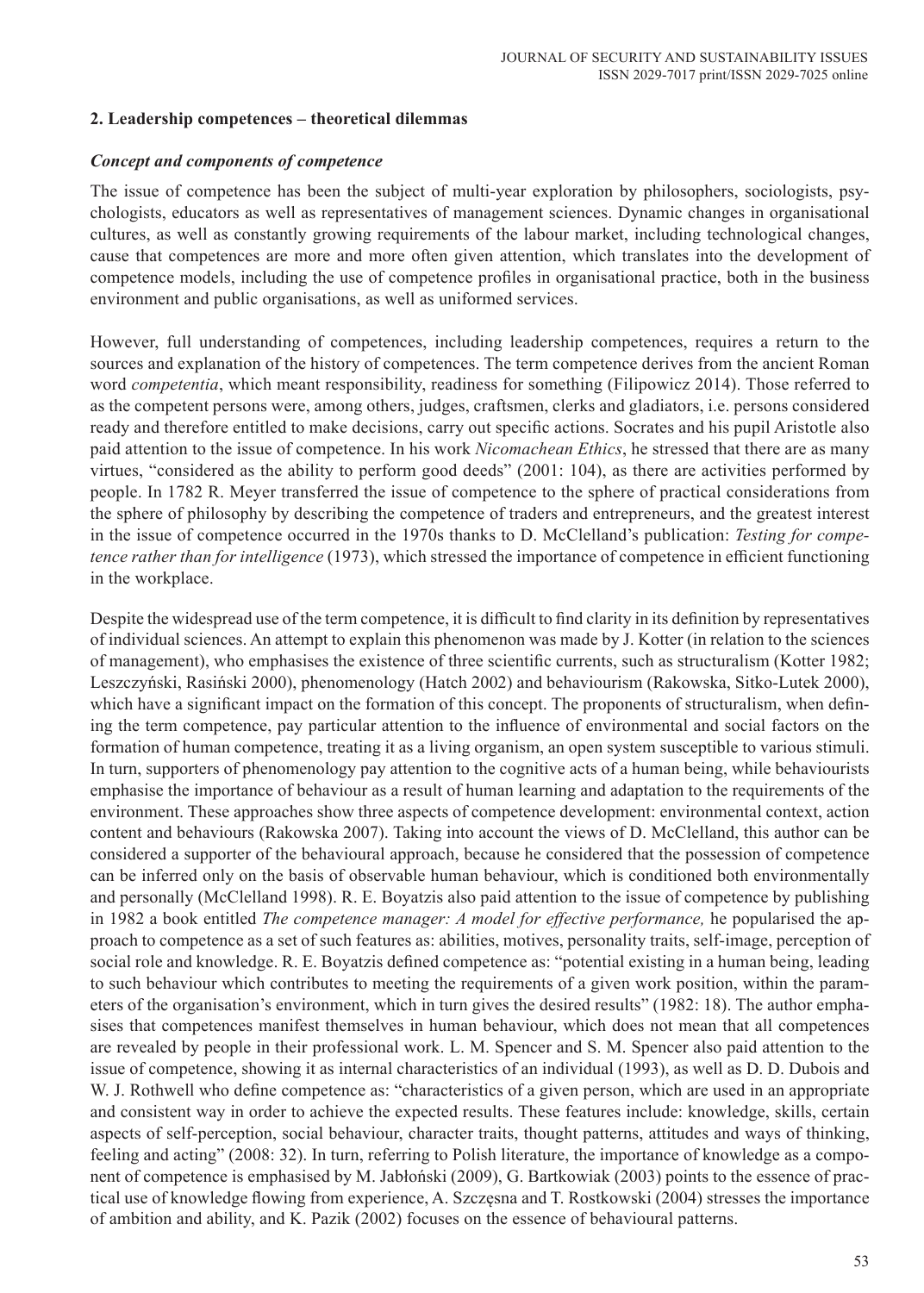## 2. Leadership competences – theoretical dilemmas

### *Concept and components of competence*

The issue of competence has been the subject of multi-year exploration by philosophers, sociologists, psychologists, educators as well as representatives of management sciences. Dynamic changes in organisational cultures, as well as constantly growing requirements of the labour market, including technological changes, cause that competences are more and more often given attention, which translates into the development of competence models, including the use of competence profiles in organisational practice, both in the business environment and public organisations, as well as uniformed services.

However, full understanding of competences, including leadership competences, requires a return to the sources and explanation of the history of competences. The term competence derives from the ancient Roman word *competentia*, which meant responsibility, readiness for something (Filipowicz 2014). Those referred to as the competent persons were, among others, judges, craftsmen, clerks and gladiators, i.e. persons considered ready and therefore entitled to make decisions, carry out specific actions. Socrates and his pupil Aristotle also paid attention to the issue of competence. In his work *Nicomachean Ethics*, he stressed that there are as many virtues, "considered as the ability to perform good deeds" (2001: 104), as there are activities performed by people. In 1782 R. Meyer transferred the issue of competence to the sphere of practical considerations from the sphere of philosophy by describing the competence of traders and entrepreneurs, and the greatest interest in the issue of competence occurred in the 1970s thanks to D. McClelland's publication: *Testing for competence rather than for intelligence* (1973), which stressed the importance of competence in efficient functioning in the workplace.

Despite the widespread use of the term competence, it is difficult to find clarity in its definition by representatives of individual sciences. An attempt to explain this phenomenon was made by J. Kotter (in relation to the sciences of management), who emphasises the existence of three scientific currents, such as structuralism (Kotter 1982; Leszczyński, Rasiński 2000), phenomenology (Hatch 2002) and behaviourism (Rakowska, Sitko-Lutek 2000), which have a significant impact on the formation of this concept. The proponents of structuralism, when defining the term competence, pay particular attention to the influence of environmental and social factors on the formation of human competence, treating it as a living organism, an open system susceptible to various stimuli. In turn, supporters of phenomenology pay attention to the cognitive acts of a human being, while behaviourists emphasise the importance of behaviour as a result of human learning and adaptation to the requirements of the environment. These approaches show three aspects of competence development: environmental context, action content and behaviours (Rakowska 2007). Taking into account the views of D. McClelland, this author can be considered a supporter of the behavioural approach, because he considered that the possession of competence can be inferred only on the basis of observable human behaviour, which is conditioned both environmentally and personally (McClelland 1998). R. E. Boyatzis also paid attention to the issue of competence by publishing in 1982 a book entitled *The competence manager: A model for effective performance,* he popularised the approach to competence as a set of such features as: abilities, motives, personality traits, self-image, perception of social role and knowledge. R. E. Boyatzis defined competence as: "potential existing in a human being, leading to such behaviour which contributes to meeting the requirements of a given work position, within the parameters of the organisation's environment, which in turn gives the desired results" (1982: 18). The author emphasises that competences manifest themselves in human behaviour, which does not mean that all competences are revealed by people in their professional work. L. M. Spencer and S. M. Spencer also paid attention to the issue of competence, showing it as internal characteristics of an individual (1993), as well as D. D. Dubois and W. J. Rothwell who define competence as: "characteristics of a given person, which are used in an appropriate and consistent way in order to achieve the expected results. These features include: knowledge, skills, certain aspects of self-perception, social behaviour, character traits, thought patterns, attitudes and ways of thinking, feeling and acting" (2008: 32). In turn, referring to Polish literature, the importance of knowledge as a component of competence is emphasised by M. Jabłoński (2009), G. Bartkowiak (2003) points to the essence of practical use of knowledge flowing from experience, A. Szczęsna and T. Rostkowski (2004) stresses the importance of ambition and ability, and K. Pazik (2002) focuses on the essence of behavioural patterns.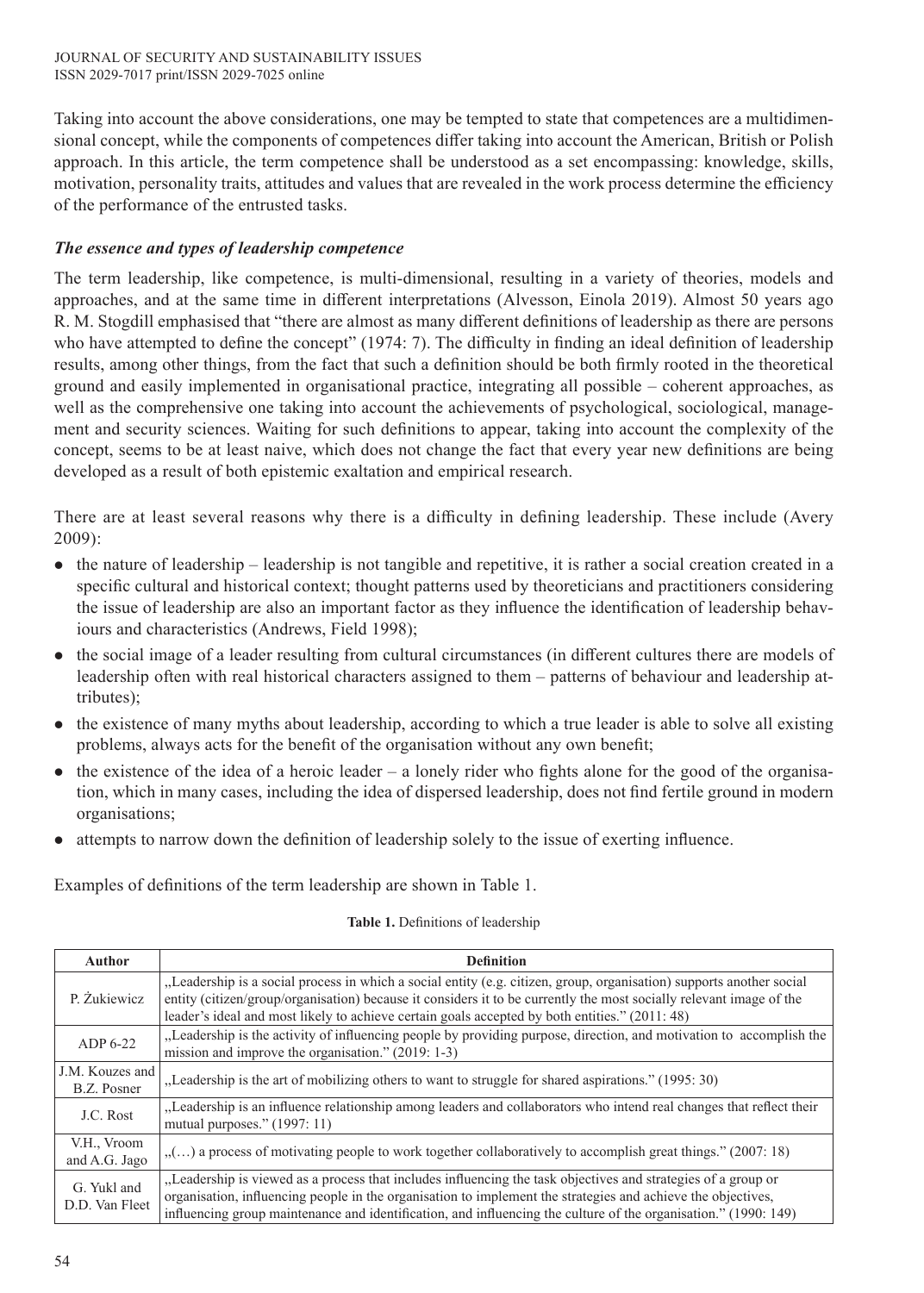Taking into account the above considerations, one may be tempted to state that competences are a multidimensional concept, while the components of competences differ taking into account the American, British or Polish approach. In this article, the term competence shall be understood as a set encompassing: knowledge, skills, motivation, personality traits, attitudes and values that are revealed in the work process determine the efficiency of the performance of the entrusted tasks.

### *The essence and types of leadership competence*

The term leadership, like competence, is multi-dimensional, resulting in a variety of theories, models and approaches, and at the same time in different interpretations (Alvesson, Einola 2019). Almost 50 years ago R. M. Stogdill emphasised that "there are almost as many different definitions of leadership as there are persons who have attempted to define the concept" (1974: 7). The difficulty in finding an ideal definition of leadership results, among other things, from the fact that such a definition should be both firmly rooted in the theoretical ground and easily implemented in organisational practice, integrating all possible – coherent approaches, as well as the comprehensive one taking into account the achievements of psychological, sociological, management and security sciences. Waiting for such definitions to appear, taking into account the complexity of the concept, seems to be at least naive, which does not change the fact that every year new definitions are being developed as a result of both epistemic exaltation and empirical research.

There are at least several reasons why there is a difficulty in defining leadership. These include (Avery 2009):

- the nature of leadership – leadership is not tangible and repetitive, it is rather a social creation created in a specific cultural and historical context; thought patterns used by theoreticians and practitioners considering the issue of leadership are also an important factor as they influence the identification of leadership behaviours and characteristics (Andrews, Field 1998);
- the social image of a leader resulting from cultural circumstances (in different cultures there are models of leadership often with real historical characters assigned to them – patterns of behaviour and leadership attributes);
- the existence of many myths about leadership, according to which a true leader is able to solve all existing problems, always acts for the benefit of the organisation without any own benefit;
- the existence of the idea of a heroic leader – a lonely rider who fights alone for the good of the organisation, which in many cases, including the idea of dispersed leadership, does not find fertile ground in modern organisations;
- attempts to narrow down the definition of leadership solely to the issue of exerting influence.

Examples of definitions of the term leadership are shown in Table 1.

**Table 1.** Definitions of leadership

| Author | Definition |
|---|---|
| P. Żukiewicz | „Leadership is a social process in which a social entity (e.g. citizen, group, organisation) supports another social entity (citizen/group/organisation) because it considers it to be currently the most socially relevant image of the leader's ideal and most likely to achieve certain goals accepted by both entities." (2011: 48) |
| ADP 6-22 | „Leadership is the activity of influencing people by providing purpose, direction, and motivation to accomplish the mission and improve the organisation." (2019: 1-3) |
| J.M. Kouzes and B.Z. Posner | „Leadership is the art of mobilizing others to want to struggle for shared aspirations." (1995: 30) |
| J.C. Rost | „Leadership is an influence relationship among leaders and collaborators who intend real changes that reflect their mutual purposes." (1997: 11) |
| V.H., Vroom and A.G. Jago | „(…) a process of motivating people to work together collaboratively to accomplish great things." (2007: 18) |
| G. Yukl and D.D. Van Fleet | „Leadership is viewed as a process that includes influencing the task objectives and strategies of a group or organisation, influencing people in the organisation to implement the strategies and achieve the objectives, influencing group maintenance and identification, and influencing the culture of the organisation." (1990: 149) |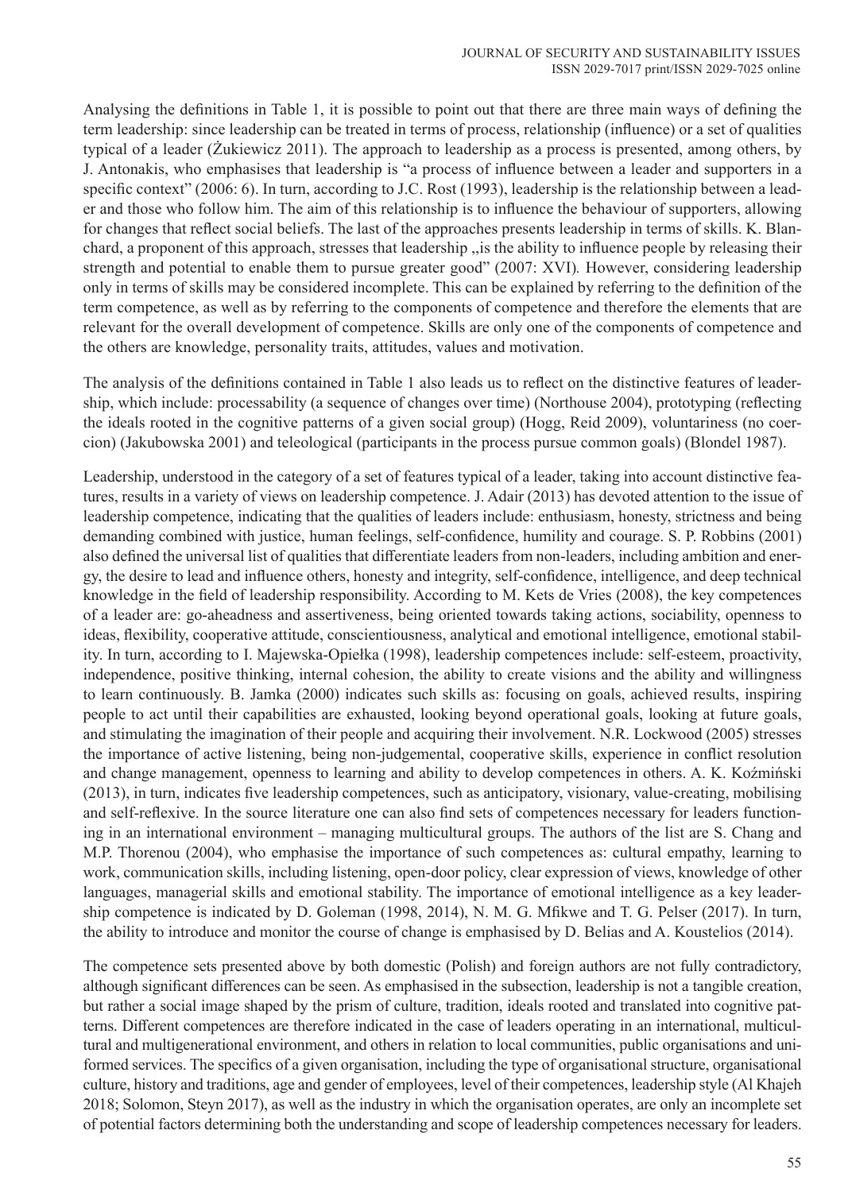Analysing the definitions in Table 1, it is possible to point out that there are three main ways of defining the term leadership: since leadership can be treated in terms of process, relationship (influence) or a set of qualities typical of a leader (Żukiewicz 2011). The approach to leadership as a process is presented, among others, by J. Antonakis, who emphasises that leadership is "a process of influence between a leader and supporters in a specific context" (2006: 6). In turn, according to J.C. Rost (1993), leadership is the relationship between a leader and those who follow him. The aim of this relationship is to influence the behaviour of supporters, allowing for changes that reflect social beliefs. The last of the approaches presents leadership in terms of skills. K. Blanchard, a proponent of this approach, stresses that leadership „is the ability to influence people by releasing their strength and potential to enable them to pursue greater good" (2007: XVI)*.* However, considering leadership only in terms of skills may be considered incomplete. This can be explained by referring to the definition of the term competence, as well as by referring to the components of competence and therefore the elements that are relevant for the overall development of competence. Skills are only one of the components of competence and the others are knowledge, personality traits, attitudes, values and motivation.

The analysis of the definitions contained in Table 1 also leads us to reflect on the distinctive features of leadership, which include: processability (a sequence of changes over time) (Northouse 2004), prototyping (reflecting the ideals rooted in the cognitive patterns of a given social group) (Hogg, Reid 2009), voluntariness (no coercion) (Jakubowska 2001) and teleological (participants in the process pursue common goals) (Blondel 1987).

Leadership, understood in the category of a set of features typical of a leader, taking into account distinctive features, results in a variety of views on leadership competence. J. Adair (2013) has devoted attention to the issue of leadership competence, indicating that the qualities of leaders include: enthusiasm, honesty, strictness and being demanding combined with justice, human feelings, self-confidence, humility and courage. S. P. Robbins (2001) also defined the universal list of qualities that differentiate leaders from non-leaders, including ambition and energy, the desire to lead and influence others, honesty and integrity, self-confidence, intelligence, and deep technical knowledge in the field of leadership responsibility. According to M. Kets de Vries (2008), the key competences of a leader are: go-aheadness and assertiveness, being oriented towards taking actions, sociability, openness to ideas, flexibility, cooperative attitude, conscientiousness, analytical and emotional intelligence, emotional stability. In turn, according to I. Majewska-Opiełka (1998), leadership competences include: self-esteem, proactivity, independence, positive thinking, internal cohesion, the ability to create visions and the ability and willingness to learn continuously. B. Jamka (2000) indicates such skills as: focusing on goals, achieved results, inspiring people to act until their capabilities are exhausted, looking beyond operational goals, looking at future goals, and stimulating the imagination of their people and acquiring their involvement. N.R. Lockwood (2005) stresses the importance of active listening, being non-judgemental, cooperative skills, experience in conflict resolution and change management, openness to learning and ability to develop competences in others. A. K. Koźmiński (2013), in turn, indicates five leadership competences, such as anticipatory, visionary, value-creating, mobilising and self-reflexive. In the source literature one can also find sets of competences necessary for leaders functioning in an international environment – managing multicultural groups. The authors of the list are S. Chang and M.P. Thorenou (2004), who emphasise the importance of such competences as: cultural empathy, learning to work, communication skills, including listening, open-door policy, clear expression of views, knowledge of other languages, managerial skills and emotional stability. The importance of emotional intelligence as a key leadership competence is indicated by D. Goleman (1998, 2014), N. M. G. Mfikwe and T. G. Pelser (2017). In turn, the ability to introduce and monitor the course of change is emphasised by D. Belias and A. Koustelios (2014).

The competence sets presented above by both domestic (Polish) and foreign authors are not fully contradictory, although significant differences can be seen. As emphasised in the subsection, leadership is not a tangible creation, but rather a social image shaped by the prism of culture, tradition, ideals rooted and translated into cognitive patterns. Different competences are therefore indicated in the case of leaders operating in an international, multicultural and multigenerational environment, and others in relation to local communities, public organisations and uniformed services. The specifics of a given organisation, including the type of organisational structure, organisational culture, history and traditions, age and gender of employees, level of their competences, leadership style (Al Khajeh 2018; Solomon, Steyn 2017), as well as the industry in which the organisation operates, are only an incomplete set of potential factors determining both the understanding and scope of leadership competences necessary for leaders.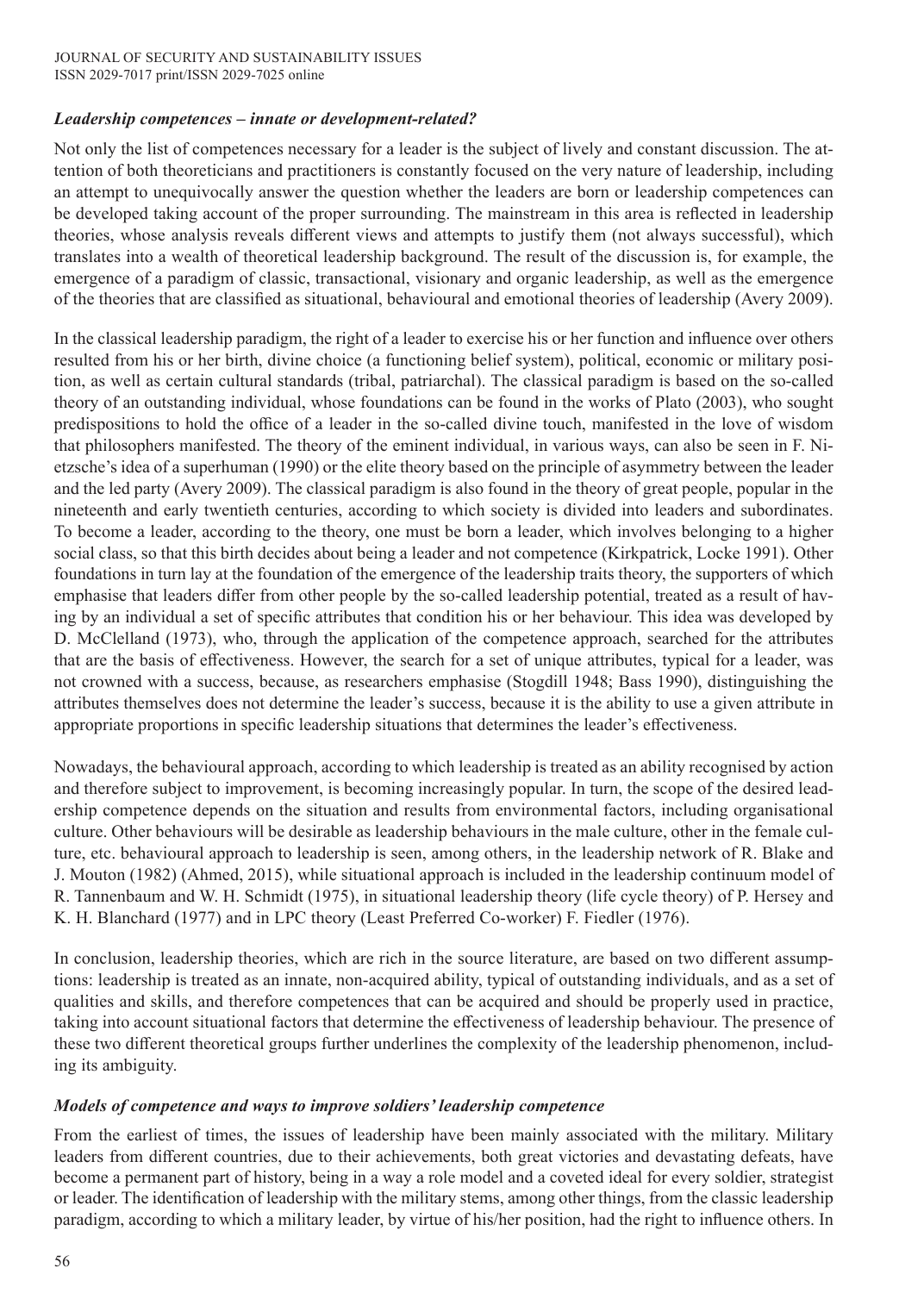### *Leadership competences – innate or development-related?*

Not only the list of competences necessary for a leader is the subject of lively and constant discussion. The attention of both theoreticians and practitioners is constantly focused on the very nature of leadership, including an attempt to unequivocally answer the question whether the leaders are born or leadership competences can be developed taking account of the proper surrounding. The mainstream in this area is reflected in leadership theories, whose analysis reveals different views and attempts to justify them (not always successful), which translates into a wealth of theoretical leadership background. The result of the discussion is, for example, the emergence of a paradigm of classic, transactional, visionary and organic leadership, as well as the emergence of the theories that are classified as situational, behavioural and emotional theories of leadership (Avery 2009).

In the classical leadership paradigm, the right of a leader to exercise his or her function and influence over others resulted from his or her birth, divine choice (a functioning belief system), political, economic or military position, as well as certain cultural standards (tribal, patriarchal). The classical paradigm is based on the so-called theory of an outstanding individual, whose foundations can be found in the works of Plato (2003), who sought predispositions to hold the office of a leader in the so-called divine touch, manifested in the love of wisdom that philosophers manifested. The theory of the eminent individual, in various ways, can also be seen in F. Nietzsche's idea of a superhuman (1990) or the elite theory based on the principle of asymmetry between the leader and the led party (Avery 2009). The classical paradigm is also found in the theory of great people, popular in the nineteenth and early twentieth centuries, according to which society is divided into leaders and subordinates. To become a leader, according to the theory, one must be born a leader, which involves belonging to a higher social class, so that this birth decides about being a leader and not competence (Kirkpatrick, Locke 1991). Other foundations in turn lay at the foundation of the emergence of the leadership traits theory, the supporters of which emphasise that leaders differ from other people by the so-called leadership potential, treated as a result of having by an individual a set of specific attributes that condition his or her behaviour. This idea was developed by D. McClelland (1973), who, through the application of the competence approach, searched for the attributes that are the basis of effectiveness. However, the search for a set of unique attributes, typical for a leader, was not crowned with a success, because, as researchers emphasise (Stogdill 1948; Bass 1990), distinguishing the attributes themselves does not determine the leader's success, because it is the ability to use a given attribute in appropriate proportions in specific leadership situations that determines the leader's effectiveness.

Nowadays, the behavioural approach, according to which leadership is treated as an ability recognised by action and therefore subject to improvement, is becoming increasingly popular. In turn, the scope of the desired leadership competence depends on the situation and results from environmental factors, including organisational culture. Other behaviours will be desirable as leadership behaviours in the male culture, other in the female culture, etc. behavioural approach to leadership is seen, among others, in the leadership network of R. Blake and J. Mouton (1982) (Ahmed, 2015), while situational approach is included in the leadership continuum model of R. Tannenbaum and W. H. Schmidt (1975), in situational leadership theory (life cycle theory) of P. Hersey and K. H. Blanchard (1977) and in LPC theory (Least Preferred Co-worker) F. Fiedler (1976).

In conclusion, leadership theories, which are rich in the source literature, are based on two different assumptions: leadership is treated as an innate, non-acquired ability, typical of outstanding individuals, and as a set of qualities and skills, and therefore competences that can be acquired and should be properly used in practice, taking into account situational factors that determine the effectiveness of leadership behaviour. The presence of these two different theoretical groups further underlines the complexity of the leadership phenomenon, including its ambiguity.

### *Models of competence and ways to improve soldiers' leadership competence*

From the earliest of times, the issues of leadership have been mainly associated with the military. Military leaders from different countries, due to their achievements, both great victories and devastating defeats, have become a permanent part of history, being in a way a role model and a coveted ideal for every soldier, strategist or leader. The identification of leadership with the military stems, among other things, from the classic leadership paradigm, according to which a military leader, by virtue of his/her position, had the right to influence others. In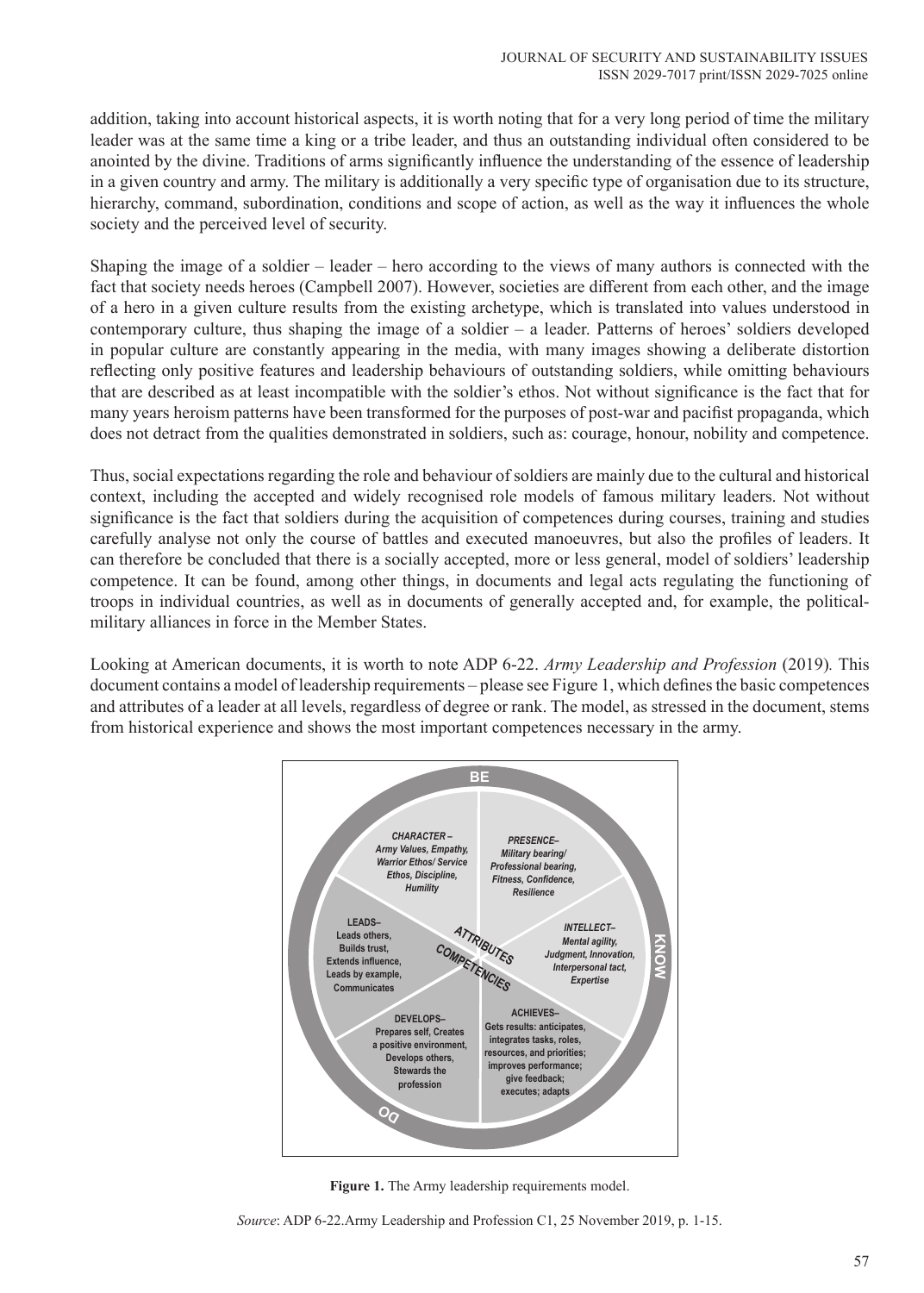addition, taking into account historical aspects, it is worth noting that for a very long period of time the military leader was at the same time a king or a tribe leader, and thus an outstanding individual often considered to be anointed by the divine. Traditions of arms significantly influence the understanding of the essence of leadership in a given country and army. The military is additionally a very specific type of organisation due to its structure, hierarchy, command, subordination, conditions and scope of action, as well as the way it influences the whole society and the perceived level of security.

Shaping the image of a soldier – leader – hero according to the views of many authors is connected with the fact that society needs heroes (Campbell 2007). However, societies are different from each other, and the image of a hero in a given culture results from the existing archetype, which is translated into values understood in contemporary culture, thus shaping the image of a soldier – a leader. Patterns of heroes' soldiers developed in popular culture are constantly appearing in the media, with many images showing a deliberate distortion reflecting only positive features and leadership behaviours of outstanding soldiers, while omitting behaviours that are described as at least incompatible with the soldier's ethos. Not without significance is the fact that for many years heroism patterns have been transformed for the purposes of post-war and pacifist propaganda, which does not detract from the qualities demonstrated in soldiers, such as: courage, honour, nobility and competence.

Thus, social expectations regarding the role and behaviour of soldiers are mainly due to the cultural and historical context, including the accepted and widely recognised role models of famous military leaders. Not without significance is the fact that soldiers during the acquisition of competences during courses, training and studies carefully analyse not only the course of battles and executed manoeuvres, but also the profiles of leaders. It can therefore be concluded that there is a socially accepted, more or less general, model of soldiers' leadership competence. It can be found, among other things, in documents and legal acts regulating the functioning of troops in individual countries, as well as in documents of generally accepted and, for example, the political-military alliances in force in the Member States.

Looking at American documents, it is worth to note ADP 6-22. *Army Leadership and Profession* (2019). This document contains a model of leadership requirements – please see Figure 1, which defines the basic competences and attributes of a leader at all levels, regardless of degree or rank. The model, as stressed in the document, stems from historical experience and shows the most important competences necessary in the army.

BE

*CHARACTER – Army Values, Empathy, Warrior Ethos/ Service Ethos, Discipline, Humility*

*PRESENCE– Military bearing/ Professional bearing, Fitness, Confidence, Resilience*

*INTELLECT– Mental agility, Judgment, Innovation, Interpersonal tact, Expertise*

KNOW

LEADS– Leads others, Builds trust, Extends influence, Leads by example, Communicates

DEVELOPS– Prepares self, Creates a positive environment, Develops others, Stewards the profession

ACHIEVES– Gets results: anticipates, integrates tasks, roles, resources, and priorities; improves performance; give feedback; executes; adapts

ATTRIBUTES

COMPETENCIES

DO

**Figure 1.** The Army leadership requirements model.

*Source*: ADP 6-22.Army Leadership and Profession C1, 25 November 2019, p. 1-15.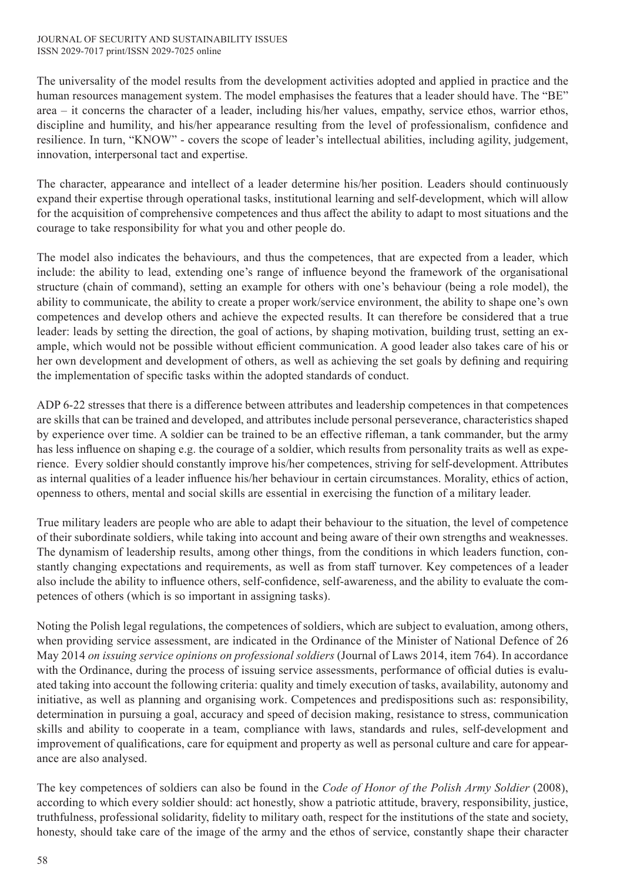The universality of the model results from the development activities adopted and applied in practice and the human resources management system. The model emphasises the features that a leader should have. The "BE" area – it concerns the character of a leader, including his/her values, empathy, service ethos, warrior ethos, discipline and humility, and his/her appearance resulting from the level of professionalism, confidence and resilience. In turn, "KNOW" - covers the scope of leader's intellectual abilities, including agility, judgement, innovation, interpersonal tact and expertise.

The character, appearance and intellect of a leader determine his/her position. Leaders should continuously expand their expertise through operational tasks, institutional learning and self-development, which will allow for the acquisition of comprehensive competences and thus affect the ability to adapt to most situations and the courage to take responsibility for what you and other people do.

The model also indicates the behaviours, and thus the competences, that are expected from a leader, which include: the ability to lead, extending one's range of influence beyond the framework of the organisational structure (chain of command), setting an example for others with one's behaviour (being a role model), the ability to communicate, the ability to create a proper work/service environment, the ability to shape one's own competences and develop others and achieve the expected results. It can therefore be considered that a true leader: leads by setting the direction, the goal of actions, by shaping motivation, building trust, setting an example, which would not be possible without efficient communication. A good leader also takes care of his or her own development and development of others, as well as achieving the set goals by defining and requiring the implementation of specific tasks within the adopted standards of conduct.

ADP 6-22 stresses that there is a difference between attributes and leadership competences in that competences are skills that can be trained and developed, and attributes include personal perseverance, characteristics shaped by experience over time. A soldier can be trained to be an effective rifleman, a tank commander, but the army has less influence on shaping e.g. the courage of a soldier, which results from personality traits as well as experience. Every soldier should constantly improve his/her competences, striving for self-development. Attributes as internal qualities of a leader influence his/her behaviour in certain circumstances. Morality, ethics of action, openness to others, mental and social skills are essential in exercising the function of a military leader.

True military leaders are people who are able to adapt their behaviour to the situation, the level of competence of their subordinate soldiers, while taking into account and being aware of their own strengths and weaknesses. The dynamism of leadership results, among other things, from the conditions in which leaders function, constantly changing expectations and requirements, as well as from staff turnover. Key competences of a leader also include the ability to influence others, self-confidence, self-awareness, and the ability to evaluate the competences of others (which is so important in assigning tasks).

Noting the Polish legal regulations, the competences of soldiers, which are subject to evaluation, among others, when providing service assessment, are indicated in the Ordinance of the Minister of National Defence of 26 May 2014 *on issuing service opinions on professional soldiers* (Journal of Laws 2014, item 764). In accordance with the Ordinance, during the process of issuing service assessments, performance of official duties is evaluated taking into account the following criteria: quality and timely execution of tasks, availability, autonomy and initiative, as well as planning and organising work. Competences and predispositions such as: responsibility, determination in pursuing a goal, accuracy and speed of decision making, resistance to stress, communication skills and ability to cooperate in a team, compliance with laws, standards and rules, self-development and improvement of qualifications, care for equipment and property as well as personal culture and care for appearance are also analysed.

The key competences of soldiers can also be found in the *Code of Honor of the Polish Army Soldier* (2008), according to which every soldier should: act honestly, show a patriotic attitude, bravery, responsibility, justice, truthfulness, professional solidarity, fidelity to military oath, respect for the institutions of the state and society, honesty, should take care of the image of the army and the ethos of service, constantly shape their character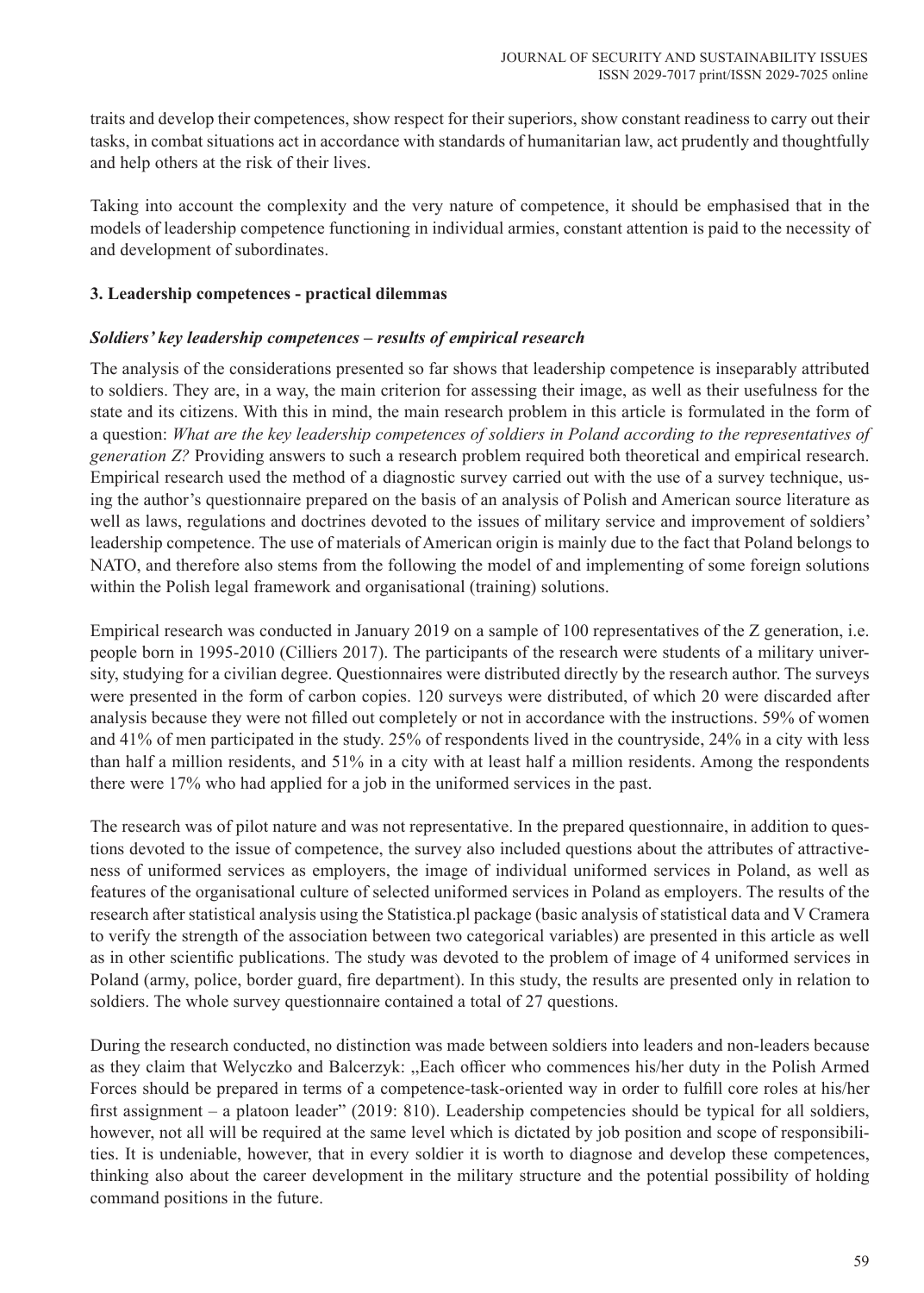traits and develop their competences, show respect for their superiors, show constant readiness to carry out their tasks, in combat situations act in accordance with standards of humanitarian law, act prudently and thoughtfully and help others at the risk of their lives.

Taking into account the complexity and the very nature of competence, it should be emphasised that in the models of leadership competence functioning in individual armies, constant attention is paid to the necessity of and development of subordinates.

## 3. Leadership competences - practical dilemmas

### *Soldiers' key leadership competences – results of empirical research*

The analysis of the considerations presented so far shows that leadership competence is inseparably attributed to soldiers. They are, in a way, the main criterion for assessing their image, as well as their usefulness for the state and its citizens. With this in mind, the main research problem in this article is formulated in the form of a question: *What are the key leadership competences of soldiers in Poland according to the representatives of generation Z?* Providing answers to such a research problem required both theoretical and empirical research. Empirical research used the method of a diagnostic survey carried out with the use of a survey technique, using the author's questionnaire prepared on the basis of an analysis of Polish and American source literature as well as laws, regulations and doctrines devoted to the issues of military service and improvement of soldiers' leadership competence. The use of materials of American origin is mainly due to the fact that Poland belongs to NATO, and therefore also stems from the following the model of and implementing of some foreign solutions within the Polish legal framework and organisational (training) solutions.

Empirical research was conducted in January 2019 on a sample of 100 representatives of the Z generation, i.e. people born in 1995-2010 (Cilliers 2017). The participants of the research were students of a military university, studying for a civilian degree. Questionnaires were distributed directly by the research author. The surveys were presented in the form of carbon copies. 120 surveys were distributed, of which 20 were discarded after analysis because they were not filled out completely or not in accordance with the instructions. 59% of women and 41% of men participated in the study. 25% of respondents lived in the countryside, 24% in a city with less than half a million residents, and 51% in a city with at least half a million residents. Among the respondents there were 17% who had applied for a job in the uniformed services in the past.

The research was of pilot nature and was not representative. In the prepared questionnaire, in addition to questions devoted to the issue of competence, the survey also included questions about the attributes of attractiveness of uniformed services as employers, the image of individual uniformed services in Poland, as well as features of the organisational culture of selected uniformed services in Poland as employers. The results of the research after statistical analysis using the Statistica.pl package (basic analysis of statistical data and V Cramera to verify the strength of the association between two categorical variables) are presented in this article as well as in other scientific publications. The study was devoted to the problem of image of 4 uniformed services in Poland (army, police, border guard, fire department). In this study, the results are presented only in relation to soldiers. The whole survey questionnaire contained a total of 27 questions.

During the research conducted, no distinction was made between soldiers into leaders and non-leaders because as they claim that Welyczko and Balcerzyk: „Each officer who commences his/her duty in the Polish Armed Forces should be prepared in terms of a competence-task-oriented way in order to fulfill core roles at his/her first assignment – a platoon leader" (2019: 810). Leadership competencies should be typical for all soldiers, however, not all will be required at the same level which is dictated by job position and scope of responsibilities. It is undeniable, however, that in every soldier it is worth to diagnose and develop these competences, thinking also about the career development in the military structure and the potential possibility of holding command positions in the future.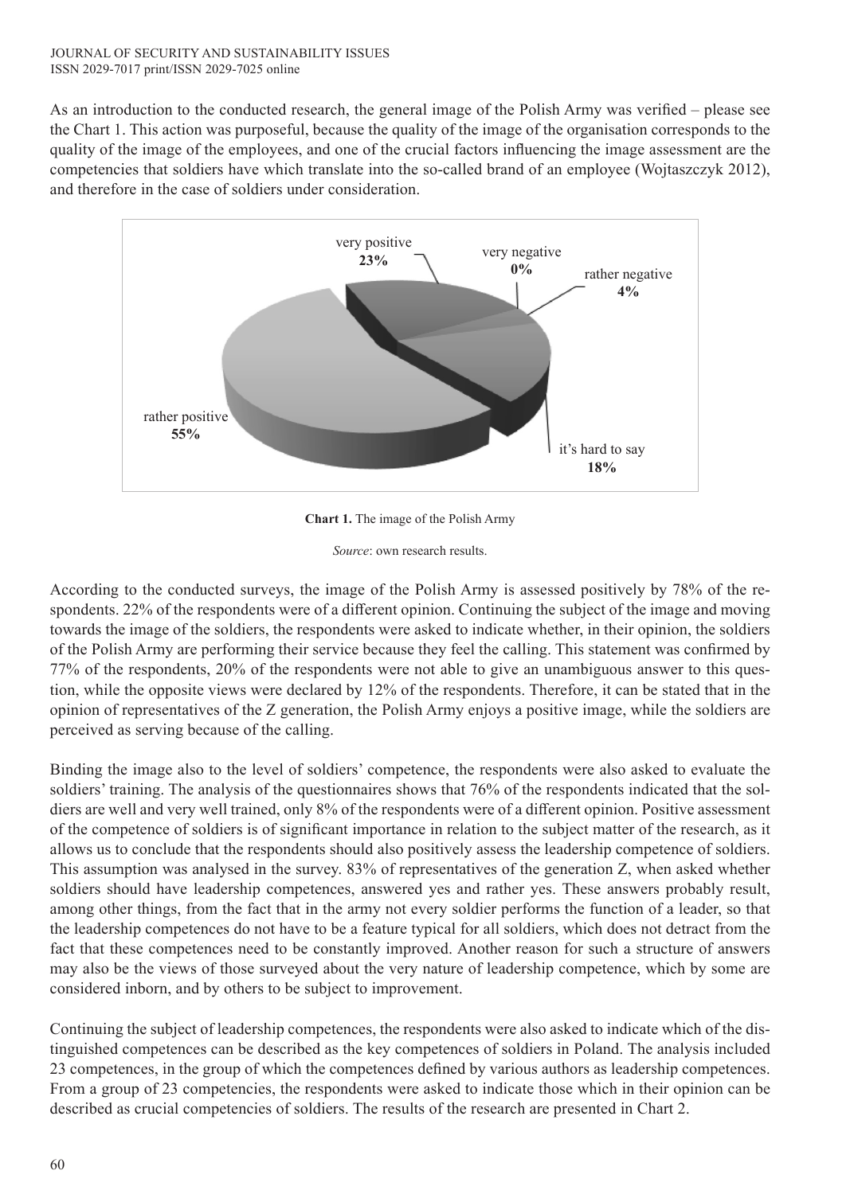As an introduction to the conducted research, the general image of the Polish Army was verified – please see the Chart 1. This action was purposeful, because the quality of the image of the organisation corresponds to the quality of the image of the employees, and one of the crucial factors influencing the image assessment are the competencies that soldiers have which translate into the so-called brand of an employee (Wojtaszczyk 2012), and therefore in the case of soldiers under consideration.

very positive **23%**

very negative **0%**

rather negative **4%**

rather positive **55%**

it's hard to say **18%**

**Chart 1.** The image of the Polish Army

*Source*: own research results.

According to the conducted surveys, the image of the Polish Army is assessed positively by 78% of the respondents. 22% of the respondents were of a different opinion. Continuing the subject of the image and moving towards the image of the soldiers, the respondents were asked to indicate whether, in their opinion, the soldiers of the Polish Army are performing their service because they feel the calling. This statement was confirmed by 77% of the respondents, 20% of the respondents were not able to give an unambiguous answer to this question, while the opposite views were declared by 12% of the respondents. Therefore, it can be stated that in the opinion of representatives of the Z generation, the Polish Army enjoys a positive image, while the soldiers are perceived as serving because of the calling.

Binding the image also to the level of soldiers' competence, the respondents were also asked to evaluate the soldiers' training. The analysis of the questionnaires shows that 76% of the respondents indicated that the soldiers are well and very well trained, only 8% of the respondents were of a different opinion. Positive assessment of the competence of soldiers is of significant importance in relation to the subject matter of the research, as it allows us to conclude that the respondents should also positively assess the leadership competence of soldiers. This assumption was analysed in the survey. 83% of representatives of the generation Z, when asked whether soldiers should have leadership competences, answered yes and rather yes. These answers probably result, among other things, from the fact that in the army not every soldier performs the function of a leader, so that the leadership competences do not have to be a feature typical for all soldiers, which does not detract from the fact that these competences need to be constantly improved. Another reason for such a structure of answers may also be the views of those surveyed about the very nature of leadership competence, which by some are considered inborn, and by others to be subject to improvement.

Continuing the subject of leadership competences, the respondents were also asked to indicate which of the distinguished competences can be described as the key competences of soldiers in Poland. The analysis included 23 competences, in the group of which the competences defined by various authors as leadership competences. From a group of 23 competencies, the respondents were asked to indicate those which in their opinion can be described as crucial competencies of soldiers. The results of the research are presented in Chart 2.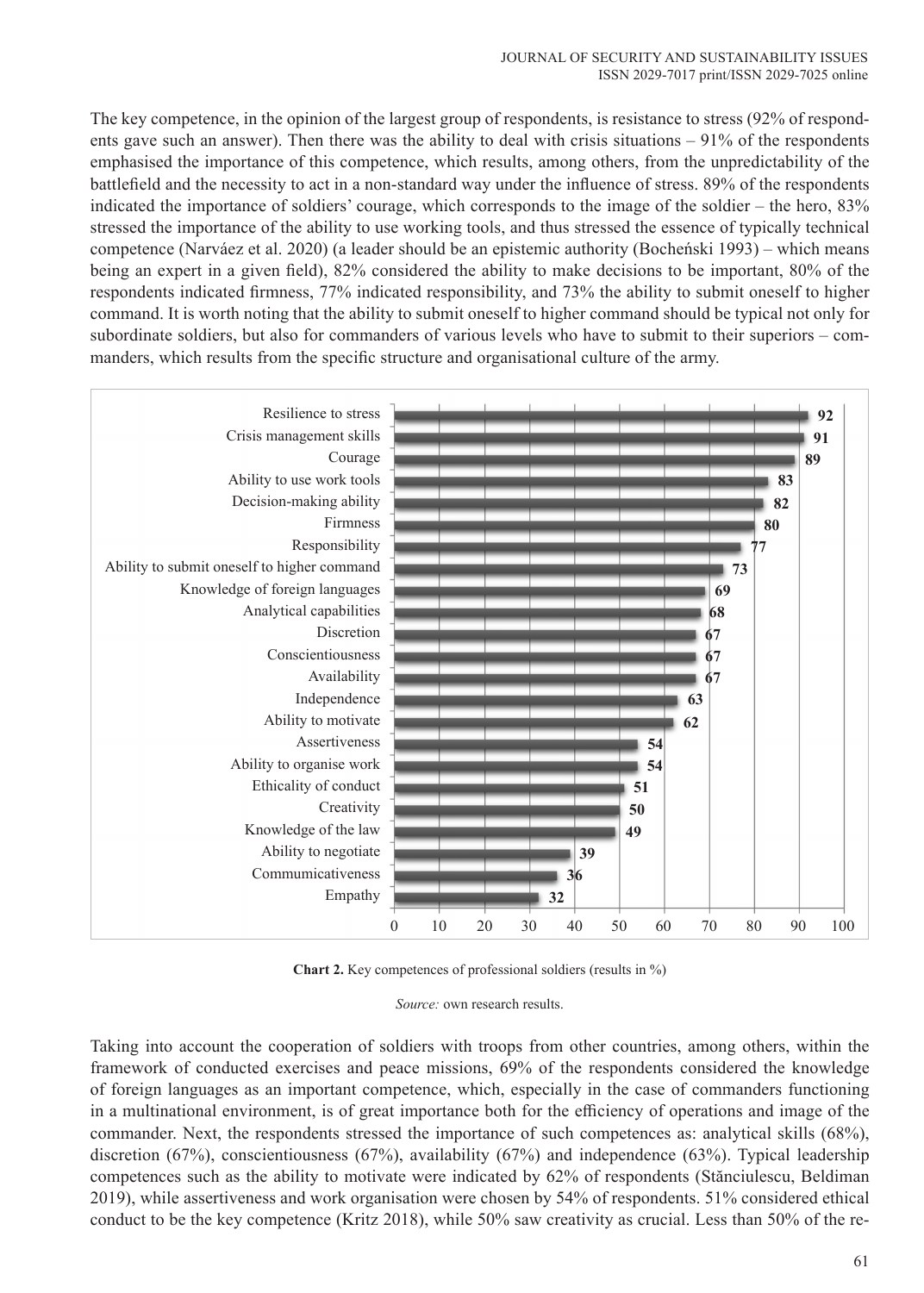The key competence, in the opinion of the largest group of respondents, is resistance to stress (92% of respondents gave such an answer). Then there was the ability to deal with crisis situations – 91% of the respondents emphasised the importance of this competence, which results, among others, from the unpredictability of the battlefield and the necessity to act in a non-standard way under the influence of stress. 89% of the respondents indicated the importance of soldiers' courage, which corresponds to the image of the soldier – the hero, 83% stressed the importance of the ability to use working tools, and thus stressed the essence of typically technical competence (Narváez et al. 2020) (a leader should be an epistemic authority (Bocheński 1993) – which means being an expert in a given field), 82% considered the ability to make decisions to be important, 80% of the respondents indicated firmness, 77% indicated responsibility, and 73% the ability to submit oneself to higher command. It is worth noting that the ability to submit oneself to higher command should be typical not only for subordinate soldiers, but also for commanders of various levels who have to submit to their superiors – commanders, which results from the specific structure and organisational culture of the army.

| Competence | % |
|---|---|
| Resilience to stress | 92 |
| Crisis management skills | 91 |
| Courage | 89 |
| Ability to use work tools | 83 |
| Decision-making ability | 82 |
| Firmness | 80 |
| Responsibility | 77 |
| Ability to submit oneself to higher command | 73 |
| Knowledge of foreign languages | 69 |
| Analytical capabilities | 68 |
| Discretion | 67 |
| Conscientiousness | 67 |
| Availability | 67 |
| Independence | 63 |
| Ability to motivate | 62 |
| Assertiveness | 54 |
| Ability to organise work | 54 |
| Ethicality of conduct | 51 |
| Creativity | 50 |
| Knowledge of the law | 49 |
| Ability to negotiate | 39 |
| Communicativeness | 36 |
| Empathy | 32 |

**Chart 2.** Key competences of professional soldiers (results in %)

*Source:* own research results.

Taking into account the cooperation of soldiers with troops from other countries, among others, within the framework of conducted exercises and peace missions, 69% of the respondents considered the knowledge of foreign languages as an important competence, which, especially in the case of commanders functioning in a multinational environment, is of great importance both for the efficiency of operations and image of the commander. Next, the respondents stressed the importance of such competences as: analytical skills (68%), discretion (67%), conscientiousness (67%), availability (67%) and independence (63%). Typical leadership competences such as the ability to motivate were indicated by 62% of respondents (Stănciulescu, Beldiman 2019), while assertiveness and work organisation were chosen by 54% of respondents. 51% considered ethical conduct to be the key competence (Kritz 2018), while 50% saw creativity as crucial. Less than 50% of the re-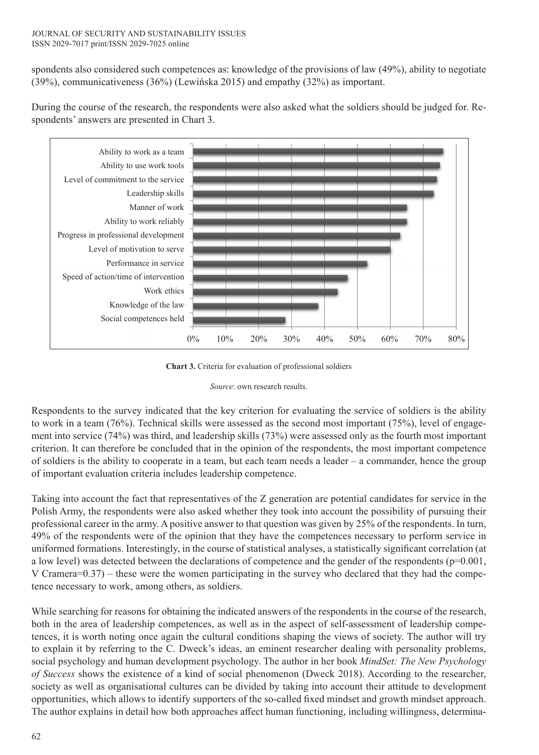spondents also considered such competences as: knowledge of the provisions of law (49%), ability to negotiate (39%), communicativeness (36%) (Lewińska 2015) and empathy (32%) as important.

During the course of the research, the respondents were also asked what the soldiers should be judged for. Respondents' answers are presented in Chart 3.

| Criterion | Share |
|---|---|
| Ability to work as a team | 76% |
| Ability to use work tools | 75% |
| Level of commitment to the service | 74% |
| Leadership skills | 73% |
| Manner of work | 65% |
| Ability to work reliably | 65% |
| Progress in professional development | 63% |
| Level of motivation to serve | 60% |
| Performance in service | 53% |
| Speed of action/time of intervention | 47% |
| Work ethics | 44% |
| Knowledge of the law | 38% |
| Social competences held | 28% |

**Chart 3.** Criteria for evaluation of professional soldiers

*Source*: own research results.

Respondents to the survey indicated that the key criterion for evaluating the service of soldiers is the ability to work in a team (76%). Technical skills were assessed as the second most important (75%), level of engagement into service (74%) was third, and leadership skills (73%) were assessed only as the fourth most important criterion. It can therefore be concluded that in the opinion of the respondents, the most important competence of soldiers is the ability to cooperate in a team, but each team needs a leader – a commander, hence the group of important evaluation criteria includes leadership competence.

Taking into account the fact that representatives of the Z generation are potential candidates for service in the Polish Army, the respondents were also asked whether they took into account the possibility of pursuing their professional career in the army. A positive answer to that question was given by 25% of the respondents. In turn, 49% of the respondents were of the opinion that they have the competences necessary to perform service in uniformed formations. Interestingly, in the course of statistical analyses, a statistically significant correlation (at a low level) was detected between the declarations of competence and the gender of the respondents ($p=0.001$, V Cramera$=0.37$) – these were the women participating in the survey who declared that they had the competence necessary to work, among others, as soldiers.

While searching for reasons for obtaining the indicated answers of the respondents in the course of the research, both in the area of leadership competences, as well as in the aspect of self-assessment of leadership competences, it is worth noting once again the cultural conditions shaping the views of society. The author will try to explain it by referring to the C. Dweck's ideas, an eminent researcher dealing with personality problems, social psychology and human development psychology. The author in her book *MindSet: The New Psychology of Success* shows the existence of a kind of social phenomenon (Dweck 2018). According to the researcher, society as well as organisational cultures can be divided by taking into account their attitude to development opportunities, which allows to identify supporters of the so-called fixed mindset and growth mindset approach. The author explains in detail how both approaches affect human functioning, including willingness, determina-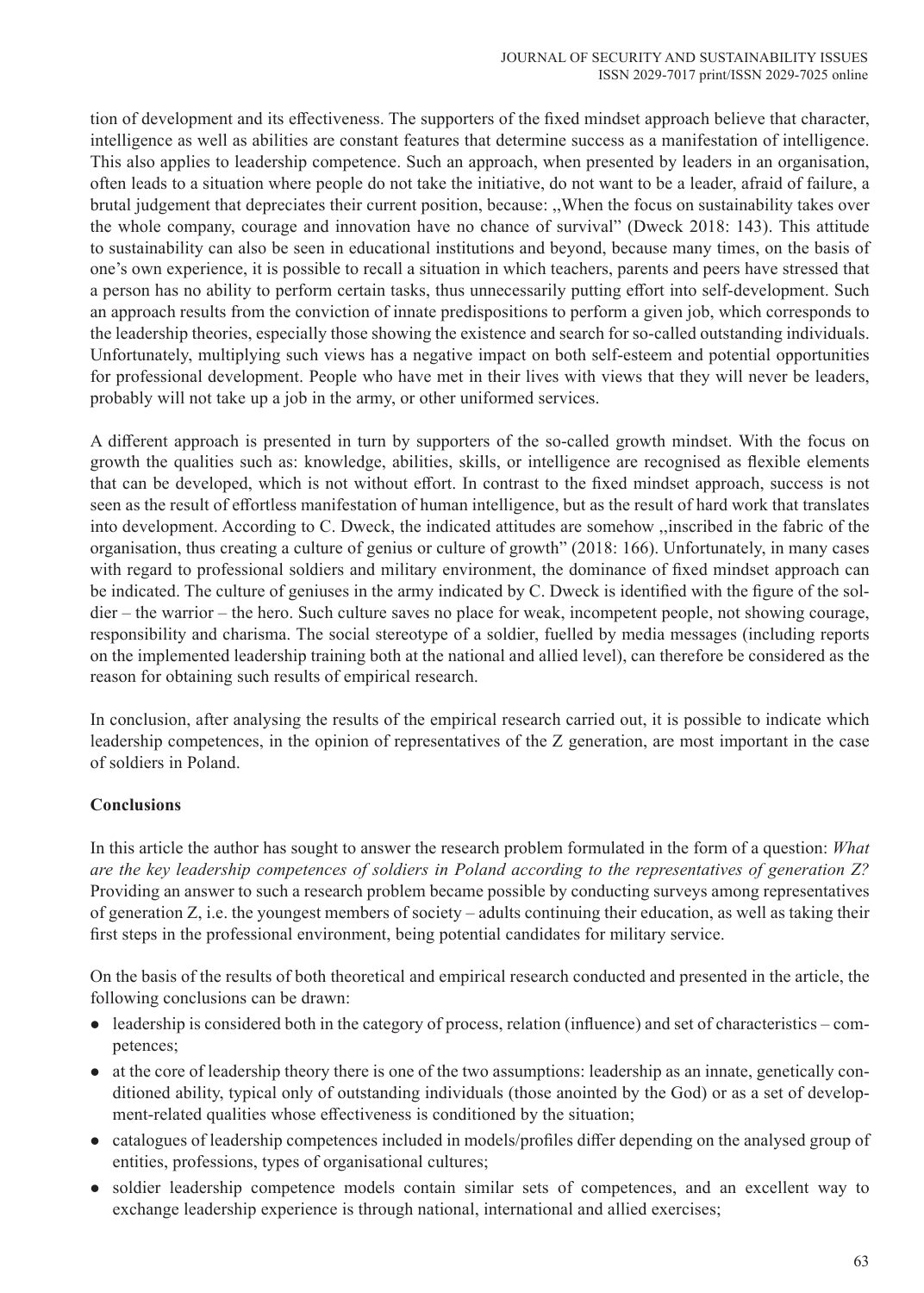tion of development and its effectiveness. The supporters of the fixed mindset approach believe that character, intelligence as well as abilities are constant features that determine success as a manifestation of intelligence. This also applies to leadership competence. Such an approach, when presented by leaders in an organisation, often leads to a situation where people do not take the initiative, do not want to be a leader, afraid of failure, a brutal judgement that depreciates their current position, because: ,,When the focus on sustainability takes over the whole company, courage and innovation have no chance of survival" (Dweck 2018: 143). This attitude to sustainability can also be seen in educational institutions and beyond, because many times, on the basis of one's own experience, it is possible to recall a situation in which teachers, parents and peers have stressed that a person has no ability to perform certain tasks, thus unnecessarily putting effort into self-development. Such an approach results from the conviction of innate predispositions to perform a given job, which corresponds to the leadership theories, especially those showing the existence and search for so-called outstanding individuals. Unfortunately, multiplying such views has a negative impact on both self-esteem and potential opportunities for professional development. People who have met in their lives with views that they will never be leaders, probably will not take up a job in the army, or other uniformed services.

A different approach is presented in turn by supporters of the so-called growth mindset. With the focus on growth the qualities such as: knowledge, abilities, skills, or intelligence are recognised as flexible elements that can be developed, which is not without effort. In contrast to the fixed mindset approach, success is not seen as the result of effortless manifestation of human intelligence, but as the result of hard work that translates into development. According to C. Dweck, the indicated attitudes are somehow ,,inscribed in the fabric of the organisation, thus creating a culture of genius or culture of growth" (2018: 166). Unfortunately, in many cases with regard to professional soldiers and military environment, the dominance of fixed mindset approach can be indicated. The culture of geniuses in the army indicated by C. Dweck is identified with the figure of the soldier – the warrior – the hero. Such culture saves no place for weak, incompetent people, not showing courage, responsibility and charisma. The social stereotype of a soldier, fuelled by media messages (including reports on the implemented leadership training both at the national and allied level), can therefore be considered as the reason for obtaining such results of empirical research.

In conclusion, after analysing the results of the empirical research carried out, it is possible to indicate which leadership competences, in the opinion of representatives of the Z generation, are most important in the case of soldiers in Poland.

## Conclusions

In this article the author has sought to answer the research problem formulated in the form of a question: *What are the key leadership competences of soldiers in Poland according to the representatives of generation Z?* Providing an answer to such a research problem became possible by conducting surveys among representatives of generation Z, i.e. the youngest members of society – adults continuing their education, as well as taking their first steps in the professional environment, being potential candidates for military service.

On the basis of the results of both theoretical and empirical research conducted and presented in the article, the following conclusions can be drawn:

- leadership is considered both in the category of process, relation (influence) and set of characteristics – competences;
- at the core of leadership theory there is one of the two assumptions: leadership as an innate, genetically conditioned ability, typical only of outstanding individuals (those anointed by the God) or as a set of development-related qualities whose effectiveness is conditioned by the situation;
- catalogues of leadership competences included in models/profiles differ depending on the analysed group of entities, professions, types of organisational cultures;
- soldier leadership competence models contain similar sets of competences, and an excellent way to exchange leadership experience is through national, international and allied exercises;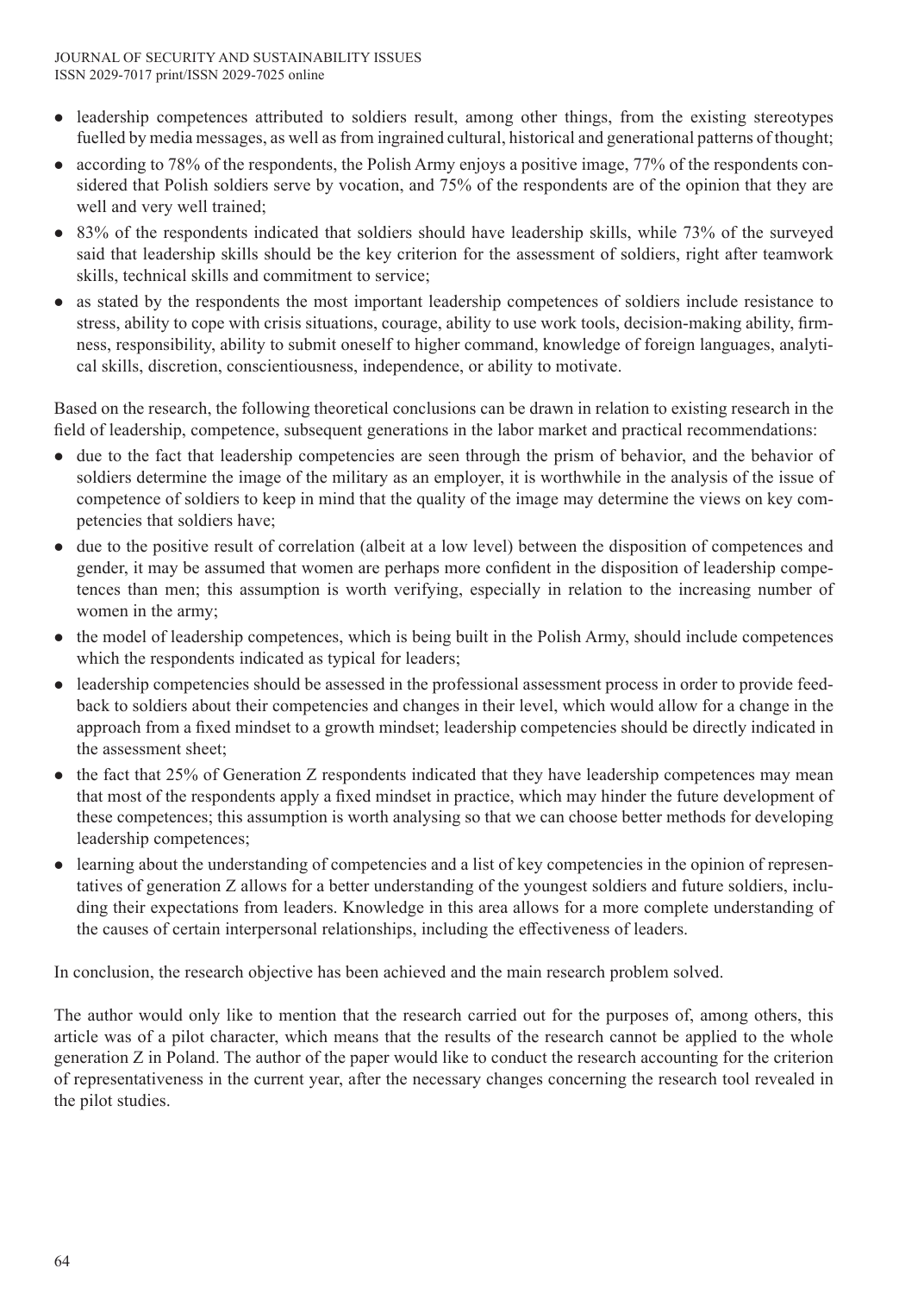- leadership competences attributed to soldiers result, among other things, from the existing stereotypes fuelled by media messages, as well as from ingrained cultural, historical and generational patterns of thought;
- according to 78% of the respondents, the Polish Army enjoys a positive image, 77% of the respondents considered that Polish soldiers serve by vocation, and 75% of the respondents are of the opinion that they are well and very well trained;
- 83% of the respondents indicated that soldiers should have leadership skills, while 73% of the surveyed said that leadership skills should be the key criterion for the assessment of soldiers, right after teamwork skills, technical skills and commitment to service;
- as stated by the respondents the most important leadership competences of soldiers include resistance to stress, ability to cope with crisis situations, courage, ability to use work tools, decision-making ability, firmness, responsibility, ability to submit oneself to higher command, knowledge of foreign languages, analytical skills, discretion, conscientiousness, independence, or ability to motivate.

Based on the research, the following theoretical conclusions can be drawn in relation to existing research in the field of leadership, competence, subsequent generations in the labor market and practical recommendations:

- due to the fact that leadership competencies are seen through the prism of behavior, and the behavior of soldiers determine the image of the military as an employer, it is worthwhile in the analysis of the issue of competence of soldiers to keep in mind that the quality of the image may determine the views on key competencies that soldiers have;
- due to the positive result of correlation (albeit at a low level) between the disposition of competences and gender, it may be assumed that women are perhaps more confident in the disposition of leadership competences than men; this assumption is worth verifying, especially in relation to the increasing number of women in the army;
- the model of leadership competences, which is being built in the Polish Army, should include competences which the respondents indicated as typical for leaders;
- leadership competencies should be assessed in the professional assessment process in order to provide feedback to soldiers about their competencies and changes in their level, which would allow for a change in the approach from a fixed mindset to a growth mindset; leadership competencies should be directly indicated in the assessment sheet;
- the fact that 25% of Generation Z respondents indicated that they have leadership competences may mean that most of the respondents apply a fixed mindset in practice, which may hinder the future development of these competences; this assumption is worth analysing so that we can choose better methods for developing leadership competences;
- learning about the understanding of competencies and a list of key competencies in the opinion of representatives of generation Z allows for a better understanding of the youngest soldiers and future soldiers, including their expectations from leaders. Knowledge in this area allows for a more complete understanding of the causes of certain interpersonal relationships, including the effectiveness of leaders.

In conclusion, the research objective has been achieved and the main research problem solved.

The author would only like to mention that the research carried out for the purposes of, among others, this article was of a pilot character, which means that the results of the research cannot be applied to the whole generation Z in Poland. The author of the paper would like to conduct the research accounting for the criterion of representativeness in the current year, after the necessary changes concerning the research tool revealed in the pilot studies.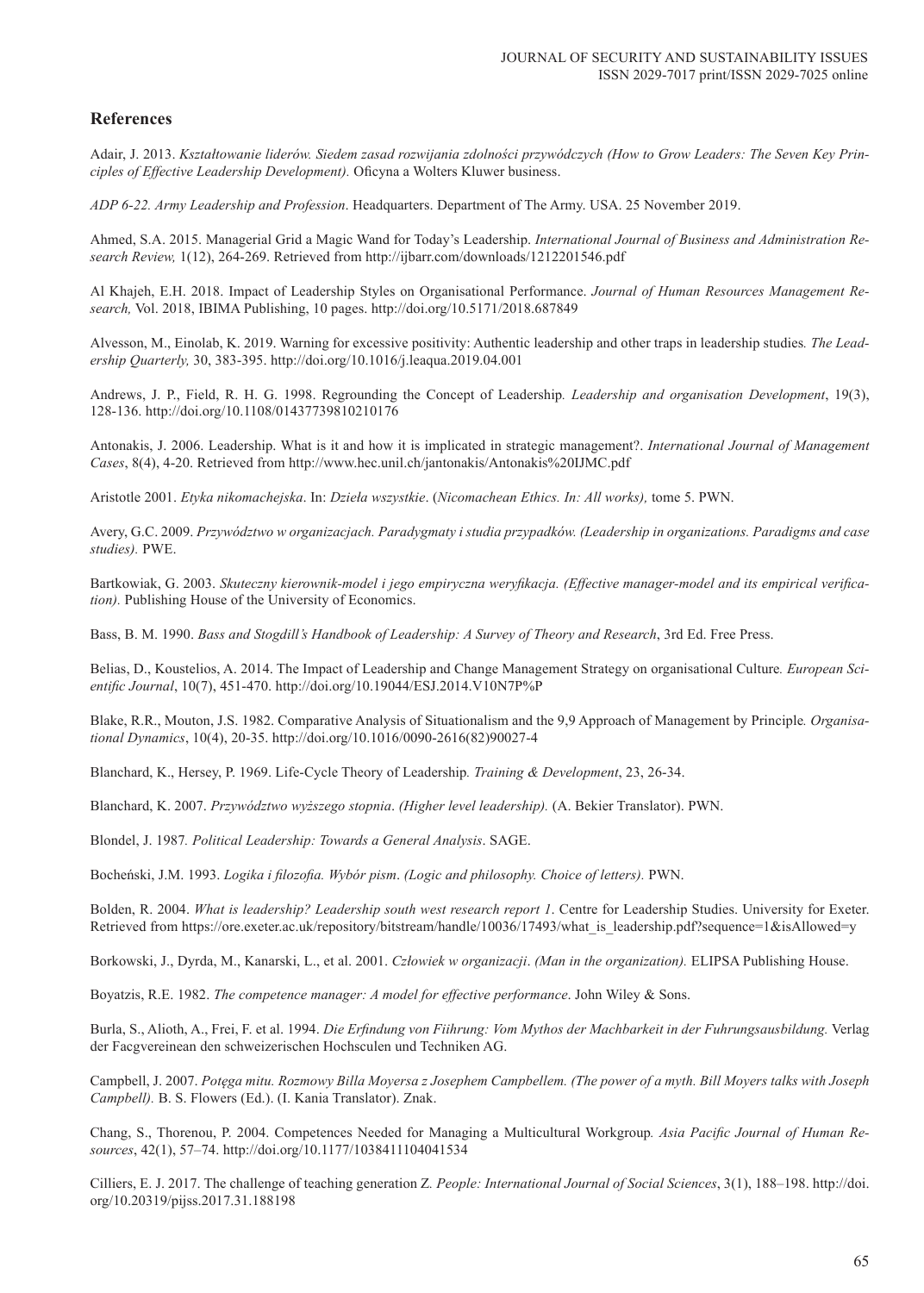## References

Adair, J. 2013. *Kształtowanie liderów. Siedem zasad rozwijania zdolności przywódczych (How to Grow Leaders: The Seven Key Principles of Effective Leadership Development).* Oficyna a Wolters Kluwer business.

*ADP 6-22. Army Leadership and Profession*. Headquarters. Department of The Army. USA. 25 November 2019.

Ahmed, S.A. 2015. Managerial Grid a Magic Wand for Today's Leadership. *International Journal of Business and Administration Research Review,* 1(12), 264-269. Retrieved from http://ijbarr.com/downloads/1212201546.pdf

Al Khajeh, E.H. 2018. Impact of Leadership Styles on Organisational Performance. *Journal of Human Resources Management Research,* Vol. 2018, IBIMA Publishing, 10 pages. http://doi.org/10.5171/2018.687849

Alvesson, M., Einolab, K. 2019. Warning for excessive positivity: Authentic leadership and other traps in leadership studies*. The Leadership Quarterly,* 30, 383-395. http://doi.org/10.1016/j.leaqua.2019.04.001

Andrews, J. P., Field, R. H. G. 1998. Regrounding the Concept of Leadership*. Leadership and organisation Development*, 19(3), 128-136. http://doi.org/10.1108/01437739810210176

Antonakis, J. 2006. Leadership. What is it and how it is implicated in strategic management?. *International Journal of Management Cases*, 8(4), 4-20. Retrieved from http://www.hec.unil.ch/jantonakis/Antonakis%20IJMC.pdf

Aristotle 2001. *Etyka nikomachejska*. In: *Dzieła wszystkie*. (*Nicomachean Ethics. In: All works),* tome 5. PWN.

Avery, G.C. 2009. *Przywództwo w organizacjach. Paradygmaty i studia przypadków. (Leadership in organizations. Paradigms and case studies).* PWE.

Bartkowiak, G. 2003. *Skuteczny kierownik-model i jego empiryczna weryfikacja. (Effective manager-model and its empirical verification).* Publishing House of the University of Economics.

Bass, B. M. 1990. *Bass and Stogdill's Handbook of Leadership: A Survey of Theory and Research*, 3rd Ed. Free Press.

Belias, D., Koustelios, A. 2014. The Impact of Leadership and Change Management Strategy on organisational Culture*. European Scientific Journal*, 10(7), 451-470. http://doi.org/10.19044/ESJ.2014.V10N7P%P

Blake, R.R., Mouton, J.S. 1982. Comparative Analysis of Situationalism and the 9,9 Approach of Management by Principle*. Organisational Dynamics*, 10(4), 20-35. http://doi.org/10.1016/0090-2616(82)90027-4

Blanchard, K., Hersey, P. 1969. Life-Cycle Theory of Leadership*. Training & Development*, 23, 26-34.

Blanchard, K. 2007. *Przywództwo wyższego stopnia*. *(Higher level leadership).* (A. Bekier Translator). PWN.

Blondel, J. 1987*. Political Leadership: Towards a General Analysis*. SAGE.

Bocheński, J.M. 1993. *Logika i filozofia. Wybór pism*. *(Logic and philosophy. Choice of letters).* PWN.

Bolden, R. 2004. *What is leadership? Leadership south west research report 1*. Centre for Leadership Studies. University for Exeter. Retrieved from https://ore.exeter.ac.uk/repository/bitstream/handle/10036/17493/what_is_leadership.pdf?sequence=1&isAllowed=y

Borkowski, J., Dyrda, M., Kanarski, L., et al. 2001. *Człowiek w organizacji*. *(Man in the organization).* ELIPSA Publishing House.

Boyatzis, R.E. 1982. *The competence manager: A model for effective performance*. John Wiley & Sons.

Burla, S., Alioth, A., Frei, F. et al. 1994. *Die Erfindung von Fiihrung: Vom Mythos der Machbarkeit in der Fuhrungsausbildung.* Verlag der Facgvereinean den schweizerischen Hochsculen und Techniken AG.

Campbell, J. 2007. *Potęga mitu. Rozmowy Billa Moyersa z Josephem Campbellem. (The power of a myth. Bill Moyers talks with Joseph Campbell).* B. S. Flowers (Ed.). (I. Kania Translator). Znak.

Chang, S., Thorenou, P. 2004. Competences Needed for Managing a Multicultural Workgroup*. Asia Pacific Journal of Human Resources*, 42(1), 57–74. http://doi.org/10.1177/1038411104041534

Cilliers, E. J. 2017. The challenge of teaching generation Z*. People: International Journal of Social Sciences*, 3(1), 188–198. http://doi.org/10.20319/pijss.2017.31.188198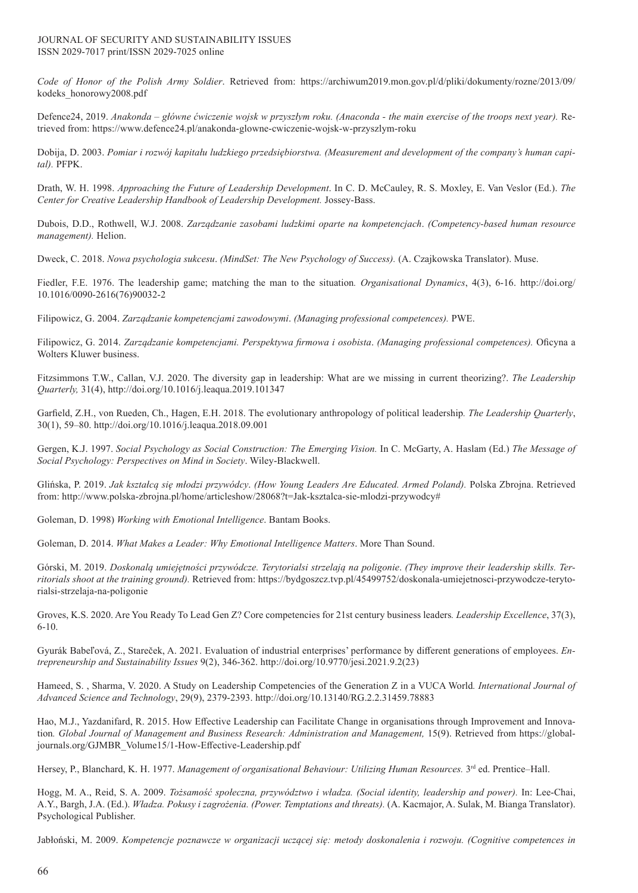*Code of Honor of the Polish Army Soldier*. Retrieved from: https://archiwum2019.mon.gov.pl/d/pliki/dokumenty/rozne/2013/09/kodeks_honorowy2008.pdf

Defence24, 2019. *Anakonda – główne ćwiczenie wojsk w przyszłym roku. (Anaconda - the main exercise of the troops next year).* Retrieved from: https://www.defence24.pl/anakonda-glowne-cwiczenie-wojsk-w-przyszlym-roku

Dobija, D. 2003. *Pomiar i rozwój kapitału ludzkiego przedsiębiorstwa. (Measurement and development of the company's human capital).* PFPK.

Drath, W. H. 1998. *Approaching the Future of Leadership Development*. In C. D. McCauley, R. S. Moxley, E. Van Veslor (Ed.). *The Center for Creative Leadership Handbook of Leadership Development.* Jossey-Bass.

Dubois, D.D., Rothwell, W.J. 2008. *Zarządzanie zasobami ludzkimi oparte na kompetencjach*. *(Competency-based human resource management).* Helion.

Dweck, C. 2018. *Nowa psychologia sukcesu*. *(MindSet: The New Psychology of Success).* (A. Czajkowska Translator). Muse.

Fiedler, F.E. 1976. The leadership game; matching the man to the situation*. Organisational Dynamics*, 4(3), 6-16. http://doi.org/10.1016/0090-2616(76)90032-2

Filipowicz, G. 2004. *Zarządzanie kompetencjami zawodowymi*. *(Managing professional competences).* PWE.

Filipowicz, G. 2014. *Zarządzanie kompetencjami. Perspektywa firmowa i osobista*. *(Managing professional competences).* Oficyna a Wolters Kluwer business.

Fitzsimmons T.W., Callan, V.J. 2020. The diversity gap in leadership: What are we missing in current theorizing?. *The Leadership Quarterly,* 31(4), http://doi.org/10.1016/j.leaqua.2019.101347

Garfield, Z.H., von Rueden, Ch., Hagen, E.H. 2018. The evolutionary anthropology of political leadership*. The Leadership Quarterly*, 30(1), 59–80. http://doi.org/10.1016/j.leaqua.2018.09.001

Gergen, K.J. 1997. *Social Psychology as Social Construction: The Emerging Vision.* In C. McGarty, A. Haslam (Ed.) *The Message of Social Psychology: Perspectives on Mind in Society*. Wiley-Blackwell.

Glińska, P. 2019. *Jak kształcą się młodzi przywódcy*. *(How Young Leaders Are Educated. Armed Poland).* Polska Zbrojna. Retrieved from: http://www.polska-zbrojna.pl/home/articleshow/28068?t=Jak-ksztalca-sie-mlodzi-przywodcy#

Goleman, D. 1998) *Working with Emotional Intelligence*. Bantam Books.

Goleman, D. 2014. *What Makes a Leader: Why Emotional Intelligence Matters*. More Than Sound.

Górski, M. 2019. *Doskonalą umiejętności przywódcze. Terytorialsi strzelają na poligonie*. *(They improve their leadership skills. Territorials shoot at the training ground).* Retrieved from: https://bydgoszcz.tvp.pl/45499752/doskonala-umiejetnosci-przywodcze-terytorialsi-strzelaja-na-poligonie

Groves, K.S. 2020. Are You Ready To Lead Gen Z? Core competencies for 21st century business leaders*. Leadership Excellence*, 37(3), 6-10.

Gyurák Babeľová, Z., Stareček, A. 2021. Evaluation of industrial enterprises' performance by different generations of employees. *Entrepreneurship and Sustainability Issues* 9(2), 346-362. http://doi.org/10.9770/jesi.2021.9.2(23)

Hameed, S. , Sharma, V. 2020. A Study on Leadership Competencies of the Generation Z in a VUCA World*. International Journal of Advanced Science and Technology*, 29(9), 2379-2393. http://doi.org/10.13140/RG.2.2.31459.78883

Hao, M.J., Yazdanifard, R. 2015. How Effective Leadership can Facilitate Change in organisations through Improvement and Innovation*. Global Journal of Management and Business Research: Administration and Management,* 15(9). Retrieved from https://globaljournals.org/GJMBR_Volume15/1-How-Effective-Leadership.pdf

Hersey, P., Blanchard, K. H. 1977. *Management of organisational Behaviour: Utilizing Human Resources.* 3rd ed. Prentice–Hall.

Hogg, M. A., Reid, S. A. 2009. *Tożsamość społeczna, przywództwo i władza. (Social identity, leadership and power).* In: Lee-Chai, A.Y., Bargh, J.A. (Ed.). *Władza. Pokusy i zagrożenia. (Power. Temptations and threats)*. (A. Kacmajor, A. Sulak, M. Bianga Translator). Psychological Publisher.

Jabłoński, M. 2009. *Kompetencje poznawcze w organizacji uczącej się: metody doskonalenia i rozwoju. (Cognitive competences in*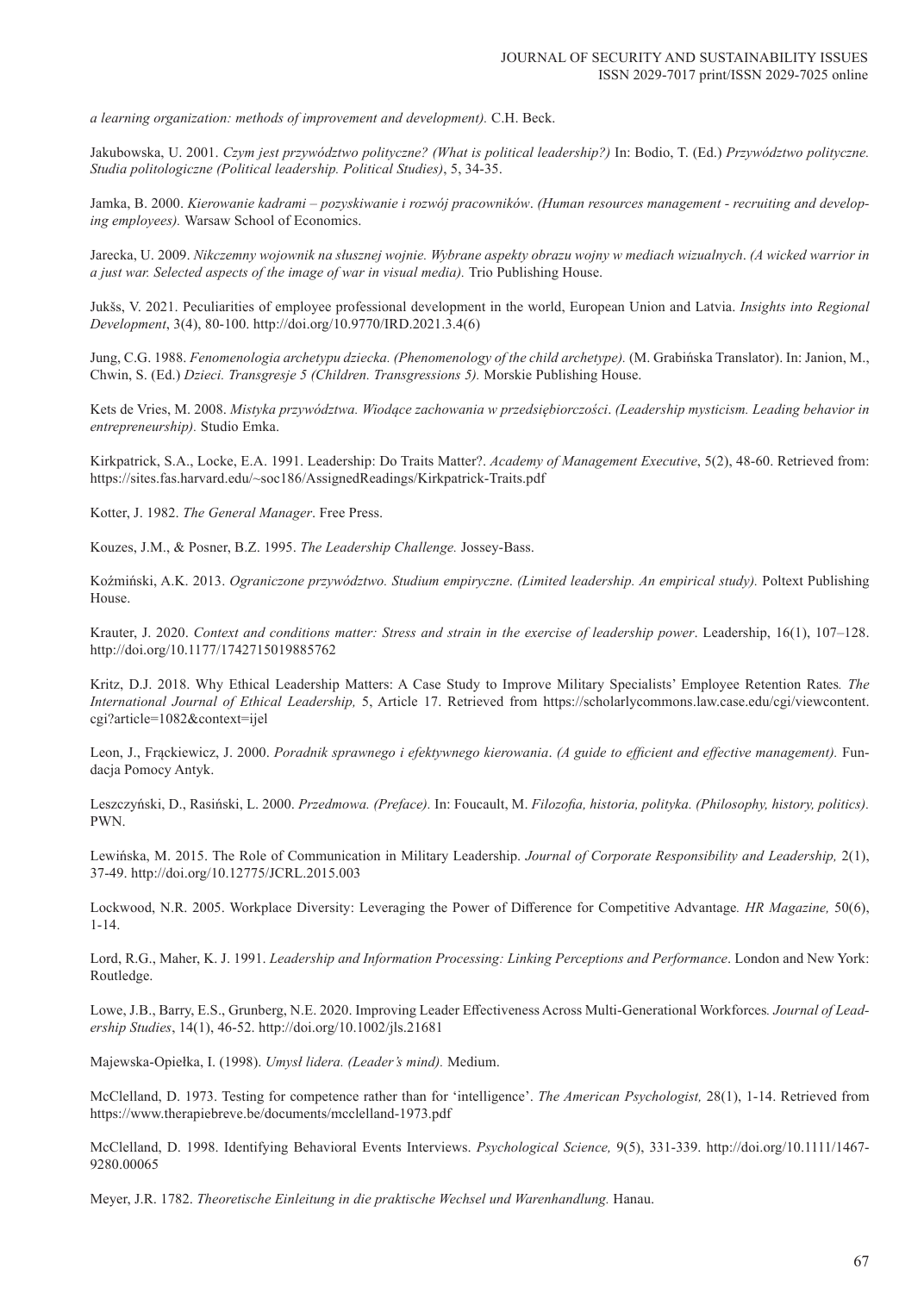*a learning organization: methods of improvement and development).* C.H. Beck.

Jakubowska, U. 2001. *Czym jest przywództwo polityczne? (What is political leadership?)* In: Bodio, T. (Ed.) *Przywództwo polityczne. Studia politologiczne (Political leadership. Political Studies)*, 5, 34-35.

Jamka, B. 2000. *Kierowanie kadrami – pozyskiwanie i rozwój pracowników*. *(Human resources management - recruiting and developing employees).* Warsaw School of Economics.

Jarecka, U. 2009. *Nikczemny wojownik na słusznej wojnie. Wybrane aspekty obrazu wojny w mediach wizualnych*. *(A wicked warrior in a just war. Selected aspects of the image of war in visual media).* Trio Publishing House.

Jukšs, V. 2021. Peculiarities of employee professional development in the world, European Union and Latvia. *Insights into Regional Development*, 3(4), 80-100. http://doi.org/10.9770/IRD.2021.3.4(6)

Jung, C.G. 1988. *Fenomenologia archetypu dziecka. (Phenomenology of the child archetype).* (M. Grabińska Translator). In: Janion, M., Chwin, S. (Ed.) *Dzieci. Transgresje 5 (Children. Transgressions 5).* Morskie Publishing House.

Kets de Vries, M. 2008. *Mistyka przywództwa. Wiodące zachowania w przedsiębiorczości*. *(Leadership mysticism. Leading behavior in entrepreneurship).* Studio Emka.

Kirkpatrick, S.A., Locke, E.A. 1991. Leadership: Do Traits Matter?. *Academy of Management Executive*, 5(2), 48-60. Retrieved from: https://sites.fas.harvard.edu/~soc186/AssignedReadings/Kirkpatrick-Traits.pdf

Kotter, J. 1982. *The General Manager*. Free Press.

Kouzes, J.M., & Posner, B.Z. 1995. *The Leadership Challenge.* Jossey-Bass.

Koźmiński, A.K. 2013. *Ograniczone przywództwo. Studium empiryczne*. *(Limited leadership. An empirical study).* Poltext Publishing House.

Krauter, J. 2020. *Context and conditions matter: Stress and strain in the exercise of leadership power*. Leadership, 16(1), 107–128. http://doi.org/10.1177/1742715019885762

Kritz, D.J. 2018. Why Ethical Leadership Matters: A Case Study to Improve Military Specialists' Employee Retention Rates*. The International Journal of Ethical Leadership,* 5, Article 17. Retrieved from https://scholarlycommons.law.case.edu/cgi/viewcontent.cgi?article=1082&context=ijel

Leon, J., Frąckiewicz, J. 2000. *Poradnik sprawnego i efektywnego kierowania*. *(A guide to efficient and effective management).* Fundacja Pomocy Antyk.

Leszczyński, D., Rasiński, L. 2000. *Przedmowa. (Preface).* In: Foucault, M. *Filozofia, historia, polityka. (Philosophy, history, politics).* PWN.

Lewińska, M. 2015. The Role of Communication in Military Leadership. *Journal of Corporate Responsibility and Leadership,* 2(1), 37-49. http://doi.org/10.12775/JCRL.2015.003

Lockwood, N.R. 2005. Workplace Diversity: Leveraging the Power of Difference for Competitive Advantage*. HR Magazine,* 50(6), 1-14.

Lord, R.G., Maher, K. J. 1991. *Leadership and Information Processing: Linking Perceptions and Performance*. London and New York: Routledge.

Lowe, J.B., Barry, E.S., Grunberg, N.E. 2020. Improving Leader Effectiveness Across Multi-Generational Workforces*. Journal of Leadership Studies*, 14(1), 46-52. http://doi.org/10.1002/jls.21681

Majewska-Opiełka, I. (1998). *Umysł lidera. (Leader's mind).* Medium.

McClelland, D. 1973. Testing for competence rather than for 'intelligence'. *The American Psychologist,* 28(1), 1-14. Retrieved from https://www.therapiebreve.be/documents/mcclelland-1973.pdf

McClelland, D. 1998. Identifying Behavioral Events Interviews. *Psychological Science,* 9(5), 331-339. http://doi.org/10.1111/1467-9280.00065

Meyer, J.R. 1782. *Theoretische Einleitung in die praktische Wechsel und Warenhandlung.* Hanau.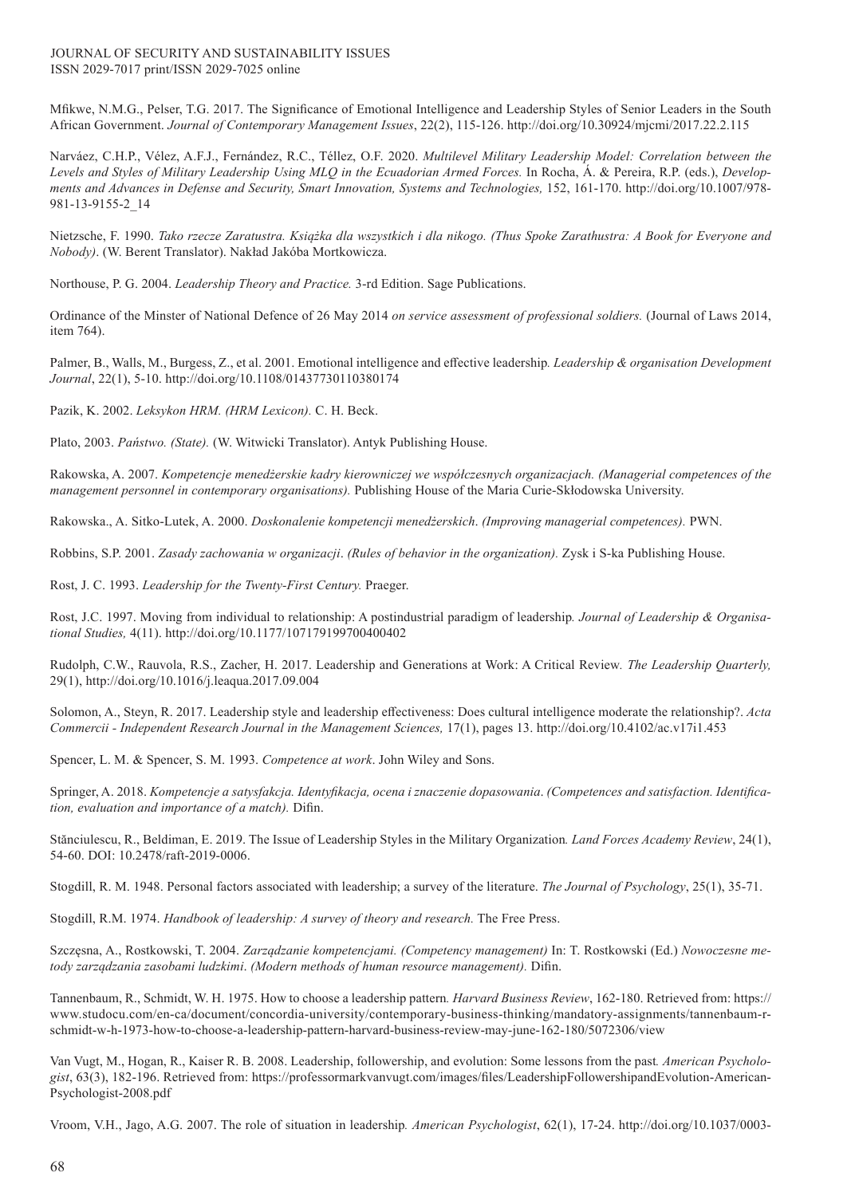Mfikwe, N.M.G., Pelser, T.G. 2017. The Significance of Emotional Intelligence and Leadership Styles of Senior Leaders in the South African Government. *Journal of Contemporary Management Issues*, 22(2), 115-126. http://doi.org/10.30924/mjcmi/2017.22.2.115

Narváez, C.H.P., Vélez, A.F.J., Fernández, R.C., Téllez, O.F. 2020. *Multilevel Military Leadership Model: Correlation between the Levels and Styles of Military Leadership Using MLQ in the Ecuadorian Armed Forces.* In Rocha, Á. & Pereira, R.P. (eds.), *Developments and Advances in Defense and Security, Smart Innovation, Systems and Technologies,* 152, 161-170. http://doi.org/10.1007/978-981-13-9155-2_14

Nietzsche, F. 1990. *Tako rzecze Zaratustra. Książka dla wszystkich i dla nikogo. (Thus Spoke Zarathustra: A Book for Everyone and Nobody)*. (W. Berent Translator). Nakład Jakóba Mortkowicza.

Northouse, P. G. 2004. *Leadership Theory and Practice.* 3-rd Edition. Sage Publications.

Ordinance of the Minster of National Defence of 26 May 2014 *on service assessment of professional soldiers.* (Journal of Laws 2014, item 764).

Palmer, B., Walls, M., Burgess, Z., et al. 2001. Emotional intelligence and effective leadership*. Leadership & organisation Development Journal*, 22(1), 5-10. http://doi.org/10.1108/01437730110380174

Pazik, K. 2002. *Leksykon HRM. (HRM Lexicon).* C. H. Beck.

Plato, 2003. *Państwo. (State).* (W. Witwicki Translator). Antyk Publishing House.

Rakowska, A. 2007. *Kompetencje menedżerskie kadry kierowniczej we współczesnych organizacjach. (Managerial competences of the management personnel in contemporary organisations).* Publishing House of the Maria Curie-Skłodowska University.

Rakowska., A. Sitko-Lutek, A. 2000. *Doskonalenie kompetencji menedżerskich*. *(Improving managerial competences).* PWN.

Robbins, S.P. 2001. *Zasady zachowania w organizacji*. *(Rules of behavior in the organization).* Zysk i S-ka Publishing House.

Rost, J. C. 1993. *Leadership for the Twenty-First Century.* Praeger.

Rost, J.C. 1997. Moving from individual to relationship: A postindustrial paradigm of leadership*. Journal of Leadership & Organisational Studies,* 4(11). http://doi.org/10.1177/107179199700400402

Rudolph, C.W., Rauvola, R.S., Zacher, H. 2017. Leadership and Generations at Work: A Critical Review*. The Leadership Quarterly,* 29(1), http://doi.org/10.1016/j.leaqua.2017.09.004

Solomon, A., Steyn, R. 2017. Leadership style and leadership effectiveness: Does cultural intelligence moderate the relationship?. *Acta Commercii - Independent Research Journal in the Management Sciences,* 17(1), pages 13. http://doi.org/10.4102/ac.v17i1.453

Spencer, L. M. & Spencer, S. M. 1993. *Competence at work*. John Wiley and Sons.

Springer, A. 2018. *Kompetencje a satysfakcja. Identyfikacja, ocena i znaczenie dopasowania*. *(Competences and satisfaction. Identification, evaluation and importance of a match).* Difin.

Stănciulescu, R., Beldiman, E. 2019. The Issue of Leadership Styles in the Military Organization*. Land Forces Academy Review*, 24(1), 54-60. DOI: 10.2478/raft-2019-0006.

Stogdill, R. M. 1948. Personal factors associated with leadership; a survey of the literature. *The Journal of Psychology*, 25(1), 35-71.

Stogdill, R.M. 1974. *Handbook of leadership: A survey of theory and research.* The Free Press.

Szczęsna, A., Rostkowski, T. 2004. *Zarządzanie kompetencjami. (Competency management)* In: T. Rostkowski (Ed.) *Nowoczesne metody zarządzania zasobami ludzkimi*. *(Modern methods of human resource management).* Difin.

Tannenbaum, R., Schmidt, W. H. 1975. How to choose a leadership pattern*. Harvard Business Review*, 162-180. Retrieved from: https://www.studocu.com/en-ca/document/concordia-university/contemporary-business-thinking/mandatory-assignments/tannenbaum-r-schmidt-w-h-1973-how-to-choose-a-leadership-pattern-harvard-business-review-may-june-162-180/5072306/view

Van Vugt, M., Hogan, R., Kaiser R. B. 2008. Leadership, followership, and evolution: Some lessons from the past*. American Psychologist*, 63(3), 182-196. Retrieved from: https://professormarkvanvugt.com/images/files/LeadershipFollowershipandEvolution-American-Psychologist-2008.pdf

Vroom, V.H., Jago, A.G. 2007. The role of situation in leadership*. American Psychologist*, 62(1), 17-24. http://doi.org/10.1037/0003-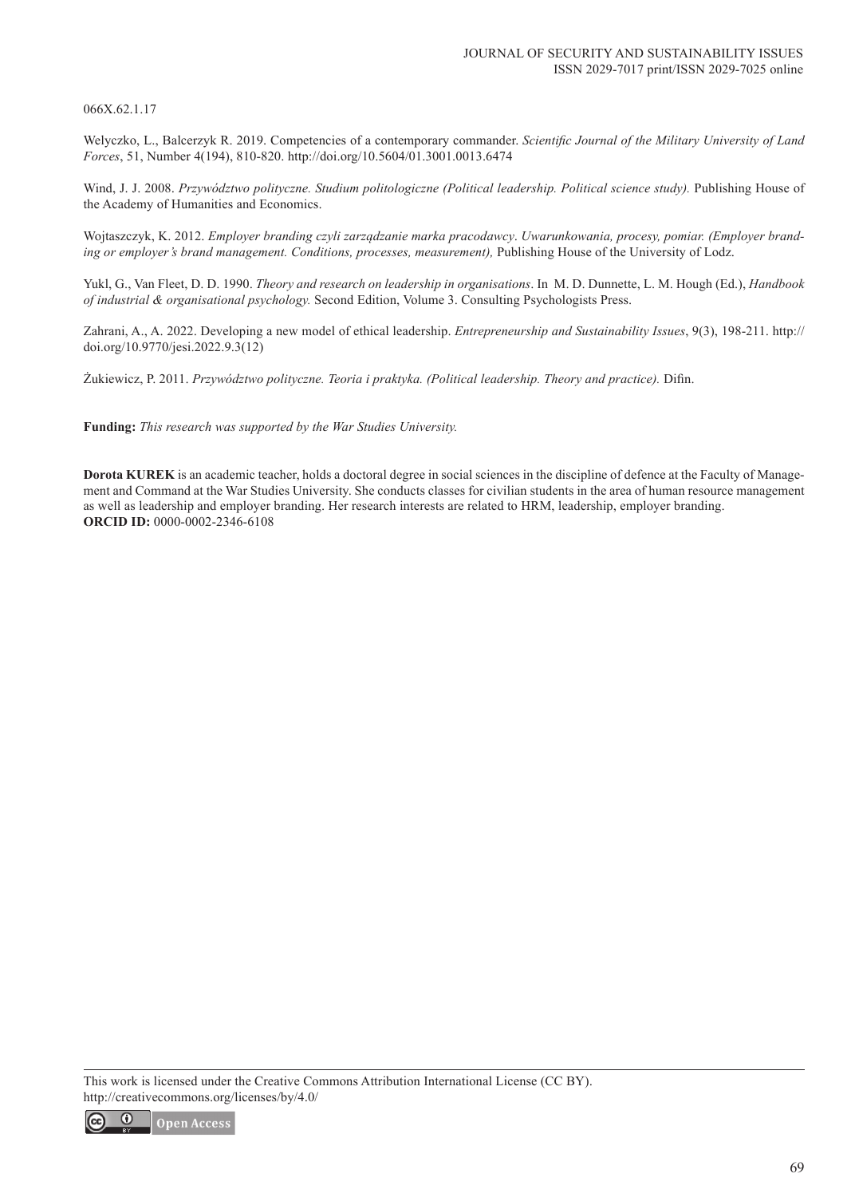066X.62.1.17

Welyczko, L., Balcerzyk R. 2019. Competencies of a contemporary commander. *Scientific Journal of the Military University of Land Forces*, 51, Number 4(194), 810-820. http://doi.org/10.5604/01.3001.0013.6474

Wind, J. J. 2008. *Przywództwo polityczne. Studium politologiczne (Political leadership. Political science study).* Publishing House of the Academy of Humanities and Economics.

Wojtaszczyk, K. 2012. *Employer branding czyli zarządzanie marka pracodawcy. Uwarunkowania, procesy, pomiar. (Employer branding or employer's brand management. Conditions, processes, measurement),* Publishing House of the University of Lodz.

Yukl, G., Van Fleet, D. D. 1990. *Theory and research on leadership in organisations*. In M. D. Dunnette, L. M. Hough (Ed.), *Handbook of industrial & organisational psychology.* Second Edition, Volume 3. Consulting Psychologists Press.

Zahrani, A., A. 2022. Developing a new model of ethical leadership. *Entrepreneurship and Sustainability Issues*, 9(3), 198-211. http://doi.org/10.9770/jesi.2022.9.3(12)

Żukiewicz, P. 2011. *Przywództwo polityczne. Teoria i praktyka. (Political leadership. Theory and practice).* Difin.

**Funding:** *This research was supported by the War Studies University.*

**Dorota KUREK** is an academic teacher, holds a doctoral degree in social sciences in the discipline of defence at the Faculty of Management and Command at the War Studies University. She conducts classes for civilian students in the area of human resource management as well as leadership and employer branding. Her research interests are related to HRM, leadership, employer branding.
**ORCID ID:** 0000-0002-2346-6108

This work is licensed under the Creative Commons Attribution International License (CC BY).
http://creativecommons.org/licenses/by/4.0/

Open Access